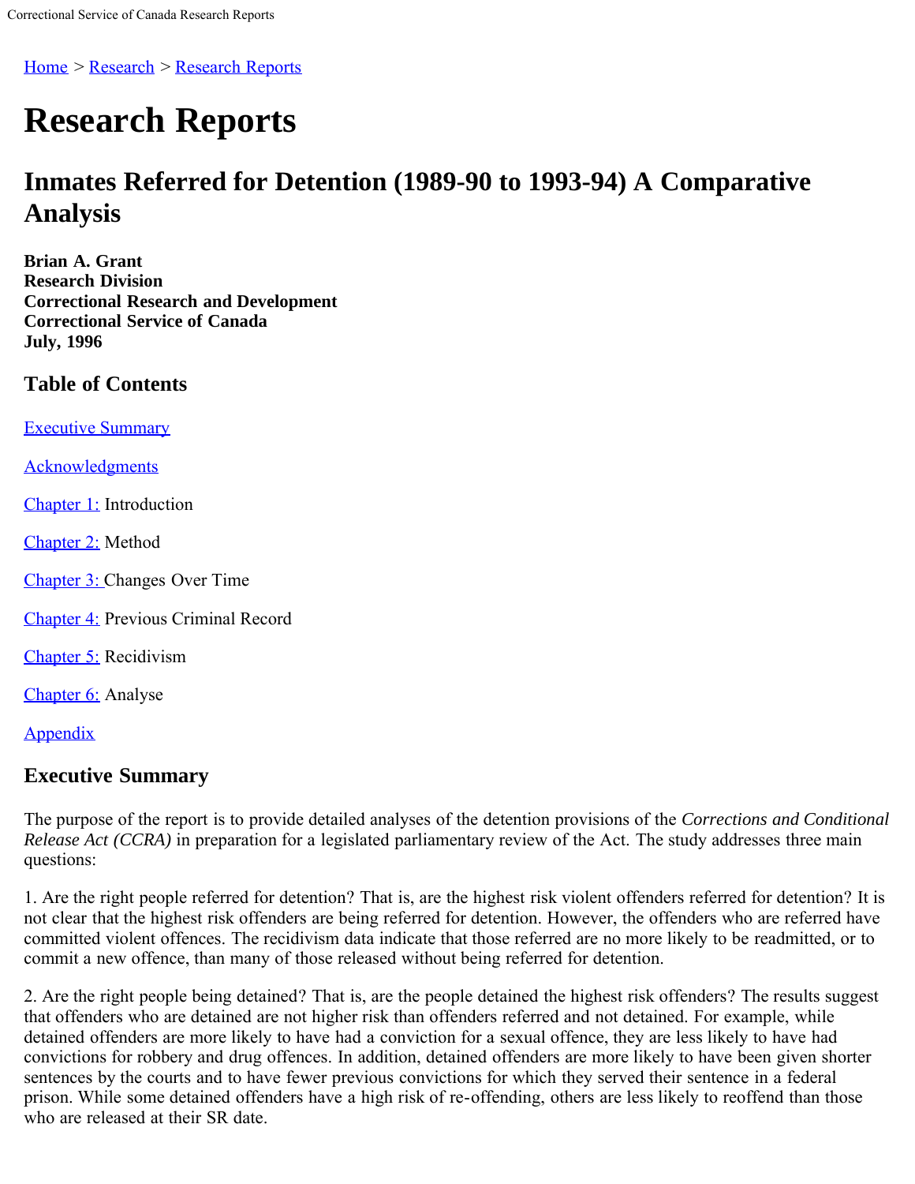Home > Research > Research Reports

# Research Reports

## Inmates Referred for Detention (1989-90 to 1993-94) A Comparative Analysis

**Brian A. Grant**
**Research Division**
**Correctional Research and Development**
**Correctional Service of Canada**
**July, 1996**

### Table of Contents

Executive Summary

Acknowledgments

Chapter 1: Introduction

Chapter 2: Method

Chapter 3: Changes Over Time

Chapter 4: Previous Criminal Record

Chapter 5: Recidivism

Chapter 6: Analyse

Appendix

### Executive Summary

The purpose of the report is to provide detailed analyses of the detention provisions of the *Corrections and Conditional Release Act (CCRA)* in preparation for a legislated parliamentary review of the Act. The study addresses three main questions:

1. Are the right people referred for detention? That is, are the highest risk violent offenders referred for detention? It is not clear that the highest risk offenders are being referred for detention. However, the offenders who are referred have committed violent offences. The recidivism data indicate that those referred are no more likely to be readmitted, or to commit a new offence, than many of those released without being referred for detention.

2. Are the right people being detained? That is, are the people detained the highest risk offenders? The results suggest that offenders who are detained are not higher risk than offenders referred and not detained. For example, while detained offenders are more likely to have had a conviction for a sexual offence, they are less likely to have had convictions for robbery and drug offences. In addition, detained offenders are more likely to have been given shorter sentences by the courts and to have fewer previous convictions for which they served their sentence in a federal prison. While some detained offenders have a high risk of re-offending, others are less likely to reoffend than those who are released at their SR date.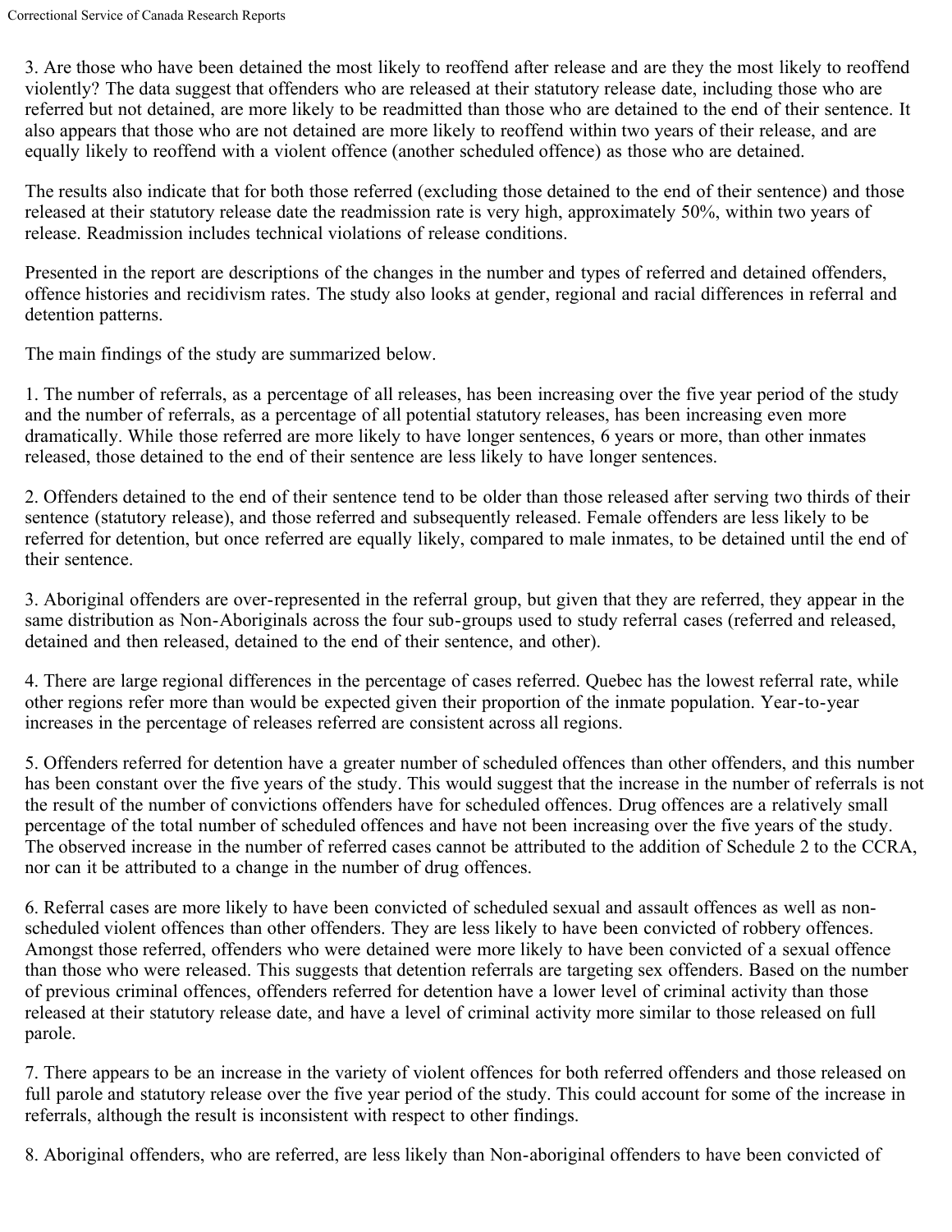3. Are those who have been detained the most likely to reoffend after release and are they the most likely to reoffend violently? The data suggest that offenders who are released at their statutory release date, including those who are referred but not detained, are more likely to be readmitted than those who are detained to the end of their sentence. It also appears that those who are not detained are more likely to reoffend within two years of their release, and are equally likely to reoffend with a violent offence (another scheduled offence) as those who are detained.

The results also indicate that for both those referred (excluding those detained to the end of their sentence) and those released at their statutory release date the readmission rate is very high, approximately 50%, within two years of release. Readmission includes technical violations of release conditions.

Presented in the report are descriptions of the changes in the number and types of referred and detained offenders, offence histories and recidivism rates. The study also looks at gender, regional and racial differences in referral and detention patterns.

The main findings of the study are summarized below.

1. The number of referrals, as a percentage of all releases, has been increasing over the five year period of the study and the number of referrals, as a percentage of all potential statutory releases, has been increasing even more dramatically. While those referred are more likely to have longer sentences, 6 years or more, than other inmates released, those detained to the end of their sentence are less likely to have longer sentences.

2. Offenders detained to the end of their sentence tend to be older than those released after serving two thirds of their sentence (statutory release), and those referred and subsequently released. Female offenders are less likely to be referred for detention, but once referred are equally likely, compared to male inmates, to be detained until the end of their sentence.

3. Aboriginal offenders are over-represented in the referral group, but given that they are referred, they appear in the same distribution as Non-Aboriginals across the four sub-groups used to study referral cases (referred and released, detained and then released, detained to the end of their sentence, and other).

4. There are large regional differences in the percentage of cases referred. Quebec has the lowest referral rate, while other regions refer more than would be expected given their proportion of the inmate population. Year-to-year increases in the percentage of releases referred are consistent across all regions.

5. Offenders referred for detention have a greater number of scheduled offences than other offenders, and this number has been constant over the five years of the study. This would suggest that the increase in the number of referrals is not the result of the number of convictions offenders have for scheduled offences. Drug offences are a relatively small percentage of the total number of scheduled offences and have not been increasing over the five years of the study. The observed increase in the number of referred cases cannot be attributed to the addition of Schedule 2 to the CCRA, nor can it be attributed to a change in the number of drug offences.

6. Referral cases are more likely to have been convicted of scheduled sexual and assault offences as well as non-scheduled violent offences than other offenders. They are less likely to have been convicted of robbery offences. Amongst those referred, offenders who were detained were more likely to have been convicted of a sexual offence than those who were released. This suggests that detention referrals are targeting sex offenders. Based on the number of previous criminal offences, offenders referred for detention have a lower level of criminal activity than those released at their statutory release date, and have a level of criminal activity more similar to those released on full parole.

7. There appears to be an increase in the variety of violent offences for both referred offenders and those released on full parole and statutory release over the five year period of the study. This could account for some of the increase in referrals, although the result is inconsistent with respect to other findings.

8. Aboriginal offenders, who are referred, are less likely than Non-aboriginal offenders to have been convicted of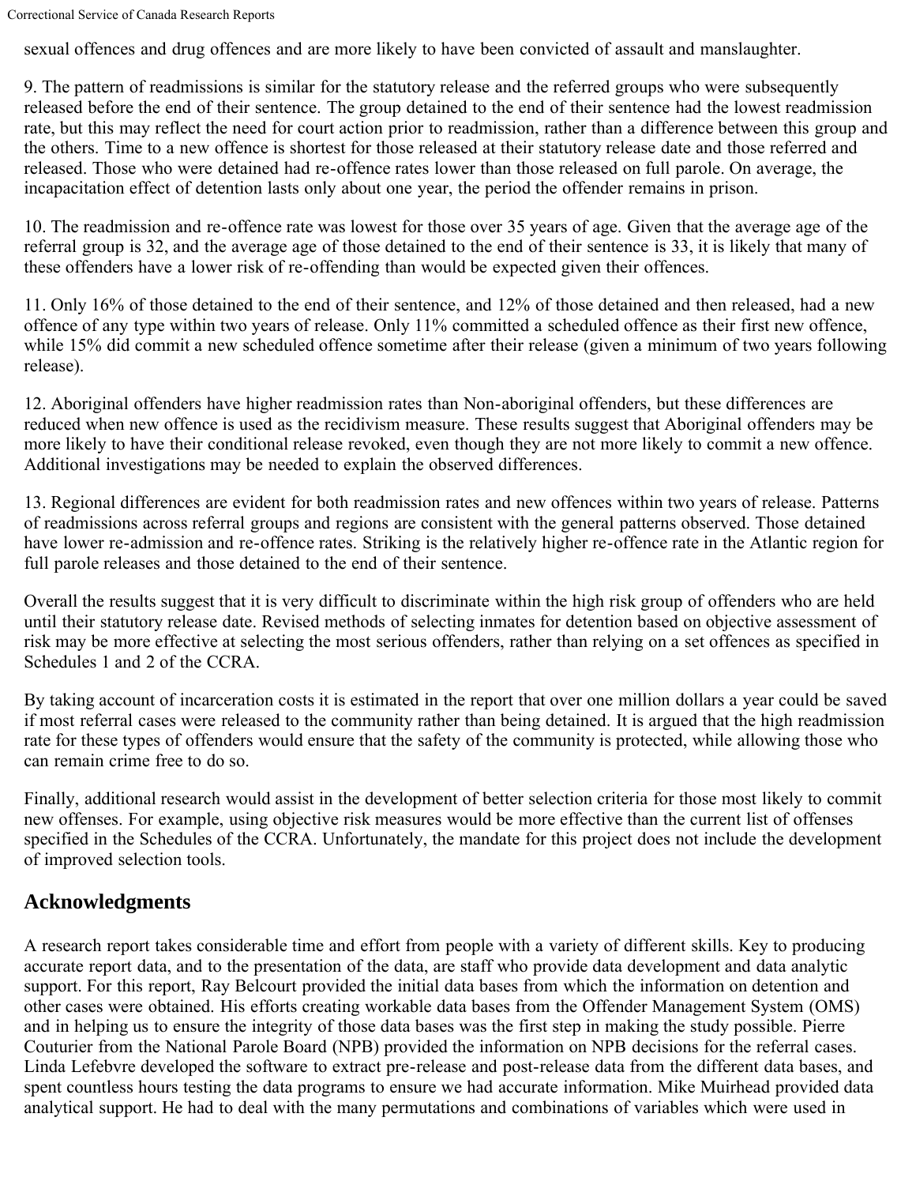sexual offences and drug offences and are more likely to have been convicted of assault and manslaughter.

9. The pattern of readmissions is similar for the statutory release and the referred groups who were subsequently released before the end of their sentence. The group detained to the end of their sentence had the lowest readmission rate, but this may reflect the need for court action prior to readmission, rather than a difference between this group and the others. Time to a new offence is shortest for those released at their statutory release date and those referred and released. Those who were detained had re-offence rates lower than those released on full parole. On average, the incapacitation effect of detention lasts only about one year, the period the offender remains in prison.

10. The readmission and re-offence rate was lowest for those over 35 years of age. Given that the average age of the referral group is 32, and the average age of those detained to the end of their sentence is 33, it is likely that many of these offenders have a lower risk of re-offending than would be expected given their offences.

11. Only 16% of those detained to the end of their sentence, and 12% of those detained and then released, had a new offence of any type within two years of release. Only 11% committed a scheduled offence as their first new offence, while 15% did commit a new scheduled offence sometime after their release (given a minimum of two years following release).

12. Aboriginal offenders have higher readmission rates than Non-aboriginal offenders, but these differences are reduced when new offence is used as the recidivism measure. These results suggest that Aboriginal offenders may be more likely to have their conditional release revoked, even though they are not more likely to commit a new offence. Additional investigations may be needed to explain the observed differences.

13. Regional differences are evident for both readmission rates and new offences within two years of release. Patterns of readmissions across referral groups and regions are consistent with the general patterns observed. Those detained have lower re-admission and re-offence rates. Striking is the relatively higher re-offence rate in the Atlantic region for full parole releases and those detained to the end of their sentence.

Overall the results suggest that it is very difficult to discriminate within the high risk group of offenders who are held until their statutory release date. Revised methods of selecting inmates for detention based on objective assessment of risk may be more effective at selecting the most serious offenders, rather than relying on a set offences as specified in Schedules 1 and 2 of the CCRA.

By taking account of incarceration costs it is estimated in the report that over one million dollars a year could be saved if most referral cases were released to the community rather than being detained. It is argued that the high readmission rate for these types of offenders would ensure that the safety of the community is protected, while allowing those who can remain crime free to do so.

Finally, additional research would assist in the development of better selection criteria for those most likely to commit new offenses. For example, using objective risk measures would be more effective than the current list of offenses specified in the Schedules of the CCRA. Unfortunately, the mandate for this project does not include the development of improved selection tools.

## Acknowledgments

A research report takes considerable time and effort from people with a variety of different skills. Key to producing accurate report data, and to the presentation of the data, are staff who provide data development and data analytic support. For this report, Ray Belcourt provided the initial data bases from which the information on detention and other cases were obtained. His efforts creating workable data bases from the Offender Management System (OMS) and in helping us to ensure the integrity of those data bases was the first step in making the study possible. Pierre Couturier from the National Parole Board (NPB) provided the information on NPB decisions for the referral cases. Linda Lefebvre developed the software to extract pre-release and post-release data from the different data bases, and spent countless hours testing the data programs to ensure we had accurate information. Mike Muirhead provided data analytical support. He had to deal with the many permutations and combinations of variables which were used in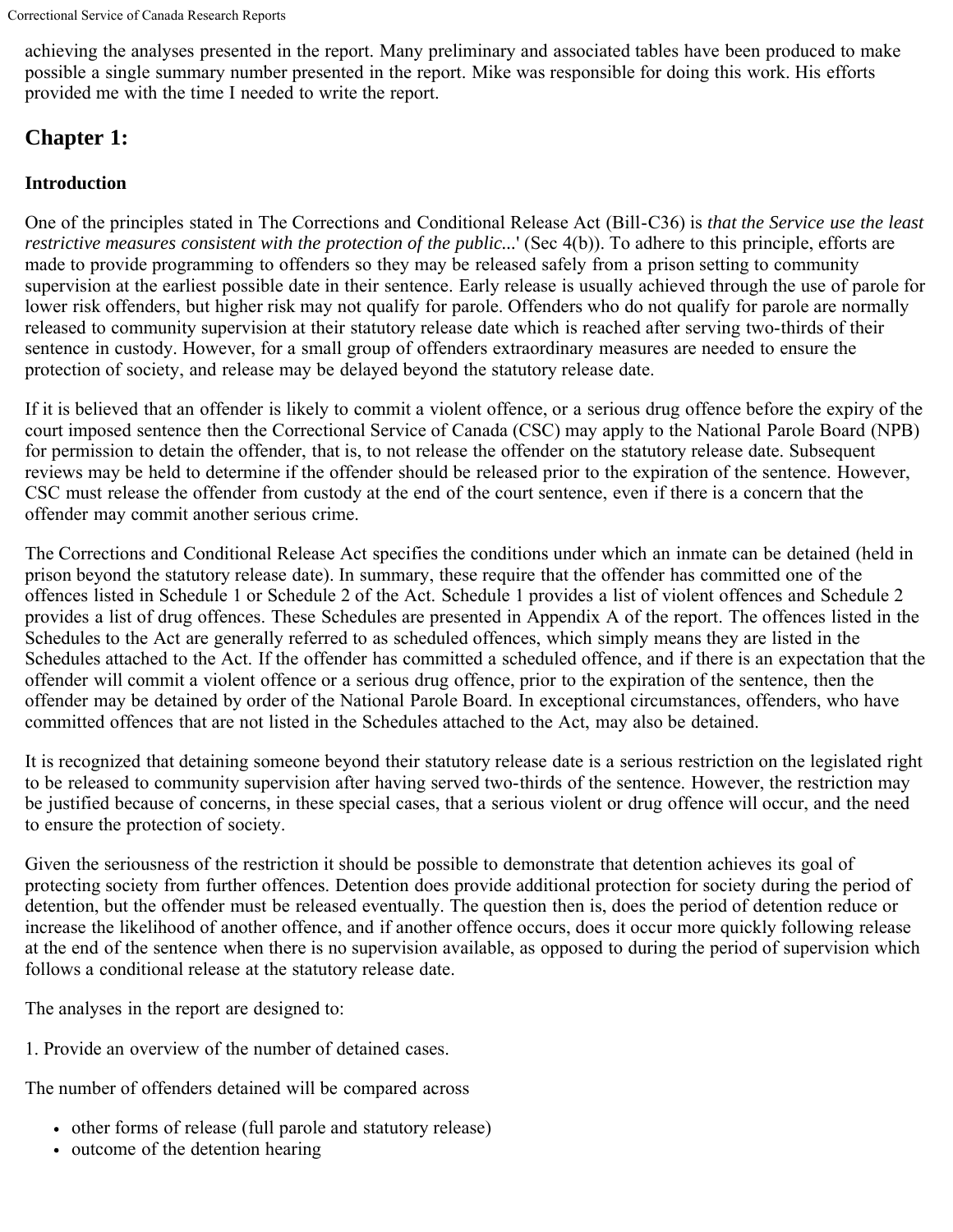achieving the analyses presented in the report. Many preliminary and associated tables have been produced to make possible a single summary number presented in the report. Mike was responsible for doing this work. His efforts provided me with the time I needed to write the report.

## Chapter 1:

### Introduction

One of the principles stated in The Corrections and Conditional Release Act (Bill-C36) is *that the Service use the least restrictive measures consistent with the protection of the public...*' (Sec 4(b)). To adhere to this principle, efforts are made to provide programming to offenders so they may be released safely from a prison setting to community supervision at the earliest possible date in their sentence. Early release is usually achieved through the use of parole for lower risk offenders, but higher risk may not qualify for parole. Offenders who do not qualify for parole are normally released to community supervision at their statutory release date which is reached after serving two-thirds of their sentence in custody. However, for a small group of offenders extraordinary measures are needed to ensure the protection of society, and release may be delayed beyond the statutory release date.

If it is believed that an offender is likely to commit a violent offence, or a serious drug offence before the expiry of the court imposed sentence then the Correctional Service of Canada (CSC) may apply to the National Parole Board (NPB) for permission to detain the offender, that is, to not release the offender on the statutory release date. Subsequent reviews may be held to determine if the offender should be released prior to the expiration of the sentence. However, CSC must release the offender from custody at the end of the court sentence, even if there is a concern that the offender may commit another serious crime.

The Corrections and Conditional Release Act specifies the conditions under which an inmate can be detained (held in prison beyond the statutory release date). In summary, these require that the offender has committed one of the offences listed in Schedule 1 or Schedule 2 of the Act. Schedule 1 provides a list of violent offences and Schedule 2 provides a list of drug offences. These Schedules are presented in Appendix A of the report. The offences listed in the Schedules to the Act are generally referred to as scheduled offences, which simply means they are listed in the Schedules attached to the Act. If the offender has committed a scheduled offence, and if there is an expectation that the offender will commit a violent offence or a serious drug offence, prior to the expiration of the sentence, then the offender may be detained by order of the National Parole Board. In exceptional circumstances, offenders, who have committed offences that are not listed in the Schedules attached to the Act, may also be detained.

It is recognized that detaining someone beyond their statutory release date is a serious restriction on the legislated right to be released to community supervision after having served two-thirds of the sentence. However, the restriction may be justified because of concerns, in these special cases, that a serious violent or drug offence will occur, and the need to ensure the protection of society.

Given the seriousness of the restriction it should be possible to demonstrate that detention achieves its goal of protecting society from further offences. Detention does provide additional protection for society during the period of detention, but the offender must be released eventually. The question then is, does the period of detention reduce or increase the likelihood of another offence, and if another offence occurs, does it occur more quickly following release at the end of the sentence when there is no supervision available, as opposed to during the period of supervision which follows a conditional release at the statutory release date.

The analyses in the report are designed to:

1. Provide an overview of the number of detained cases.

The number of offenders detained will be compared across

- other forms of release (full parole and statutory release)
- outcome of the detention hearing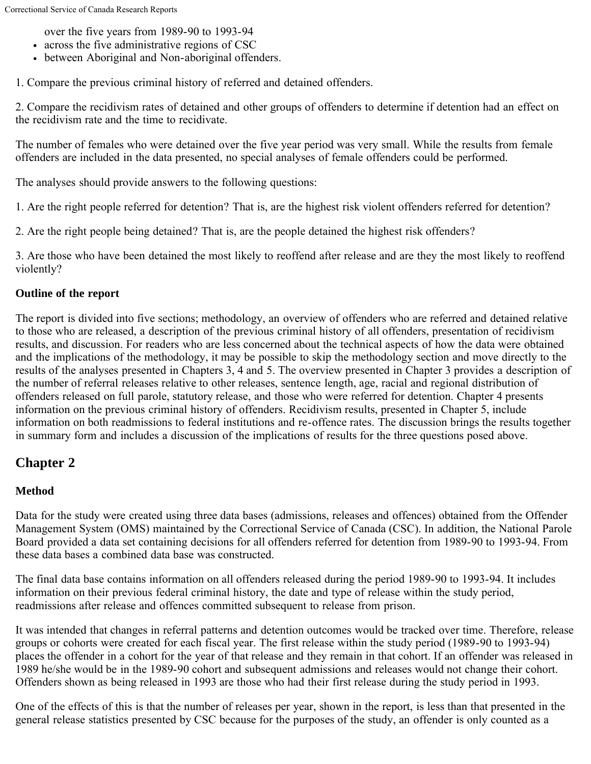over the five years from 1989-90 to 1993-94

- across the five administrative regions of CSC
- between Aboriginal and Non-aboriginal offenders.

1. Compare the previous criminal history of referred and detained offenders.

2. Compare the recidivism rates of detained and other groups of offenders to determine if detention had an effect on the recidivism rate and the time to recidivate.

The number of females who were detained over the five year period was very small. While the results from female offenders are included in the data presented, no special analyses of female offenders could be performed.

The analyses should provide answers to the following questions:

1. Are the right people referred for detention? That is, are the highest risk violent offenders referred for detention?

2. Are the right people being detained? That is, are the people detained the highest risk offenders?

3. Are those who have been detained the most likely to reoffend after release and are they the most likely to reoffend violently?

**Outline of the report**

The report is divided into five sections; methodology, an overview of offenders who are referred and detained relative to those who are released, a description of the previous criminal history of all offenders, presentation of recidivism results, and discussion. For readers who are less concerned about the technical aspects of how the data were obtained and the implications of the methodology, it may be possible to skip the methodology section and move directly to the results of the analyses presented in Chapters 3, 4 and 5. The overview presented in Chapter 3 provides a description of the number of referral releases relative to other releases, sentence length, age, racial and regional distribution of offenders released on full parole, statutory release, and those who were referred for detention. Chapter 4 presents information on the previous criminal history of offenders. Recidivism results, presented in Chapter 5, include information on both readmissions to federal institutions and re-offence rates. The discussion brings the results together in summary form and includes a discussion of the implications of results for the three questions posed above.

## Chapter 2

### Method

Data for the study were created using three data bases (admissions, releases and offences) obtained from the Offender Management System (OMS) maintained by the Correctional Service of Canada (CSC). In addition, the National Parole Board provided a data set containing decisions for all offenders referred for detention from 1989-90 to 1993-94. From these data bases a combined data base was constructed.

The final data base contains information on all offenders released during the period 1989-90 to 1993-94. It includes information on their previous federal criminal history, the date and type of release within the study period, readmissions after release and offences committed subsequent to release from prison.

It was intended that changes in referral patterns and detention outcomes would be tracked over time. Therefore, release groups or cohorts were created for each fiscal year. The first release within the study period (1989-90 to 1993-94) places the offender in a cohort for the year of that release and they remain in that cohort. If an offender was released in 1989 he/she would be in the 1989-90 cohort and subsequent admissions and releases would not change their cohort. Offenders shown as being released in 1993 are those who had their first release during the study period in 1993.

One of the effects of this is that the number of releases per year, shown in the report, is less than that presented in the general release statistics presented by CSC because for the purposes of the study, an offender is only counted as a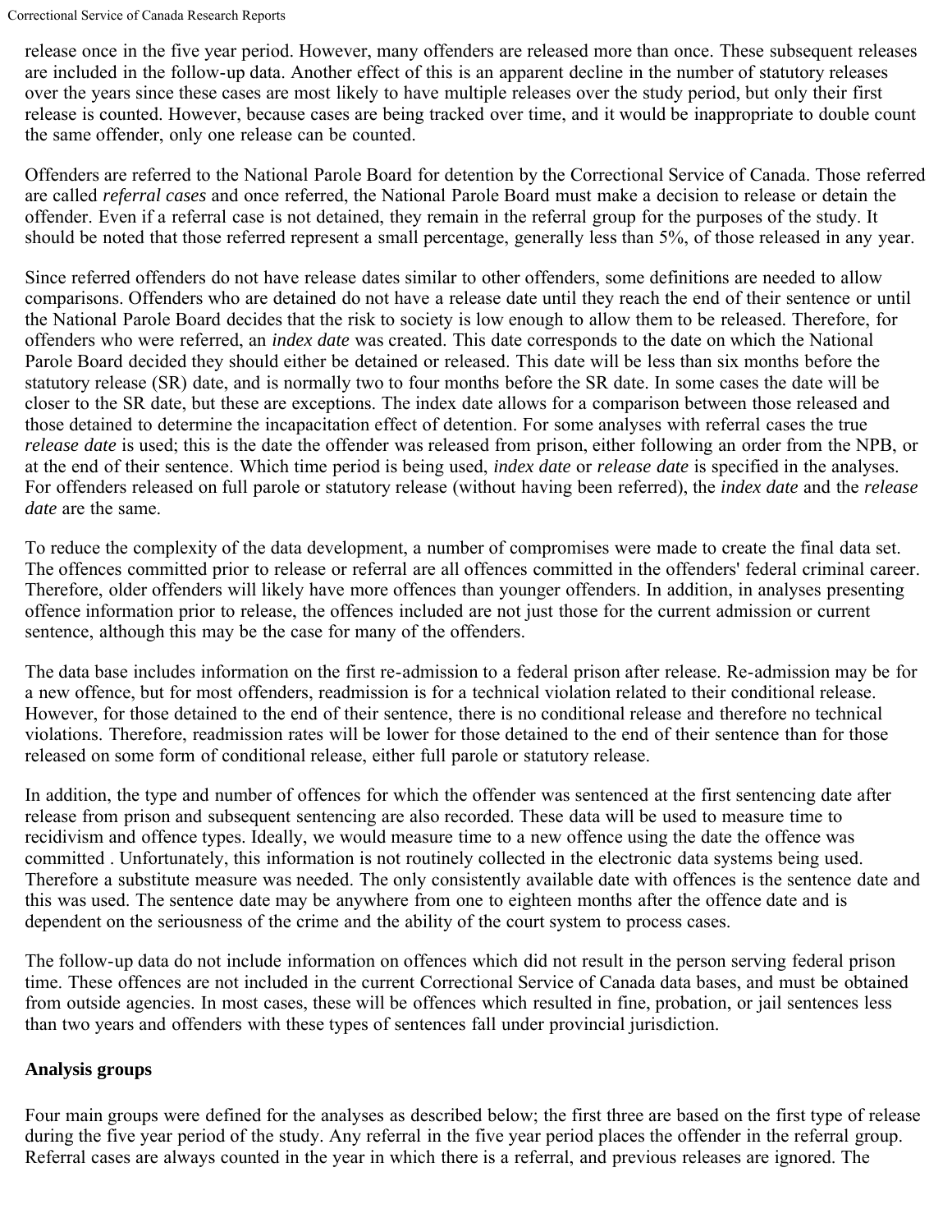release once in the five year period. However, many offenders are released more than once. These subsequent releases are included in the follow-up data. Another effect of this is an apparent decline in the number of statutory releases over the years since these cases are most likely to have multiple releases over the study period, but only their first release is counted. However, because cases are being tracked over time, and it would be inappropriate to double count the same offender, only one release can be counted.

Offenders are referred to the National Parole Board for detention by the Correctional Service of Canada. Those referred are called *referral cases* and once referred, the National Parole Board must make a decision to release or detain the offender. Even if a referral case is not detained, they remain in the referral group for the purposes of the study. It should be noted that those referred represent a small percentage, generally less than 5%, of those released in any year.

Since referred offenders do not have release dates similar to other offenders, some definitions are needed to allow comparisons. Offenders who are detained do not have a release date until they reach the end of their sentence or until the National Parole Board decides that the risk to society is low enough to allow them to be released. Therefore, for offenders who were referred, an *index date* was created. This date corresponds to the date on which the National Parole Board decided they should either be detained or released. This date will be less than six months before the statutory release (SR) date, and is normally two to four months before the SR date. In some cases the date will be closer to the SR date, but these are exceptions. The index date allows for a comparison between those released and those detained to determine the incapacitation effect of detention. For some analyses with referral cases the true *release date* is used; this is the date the offender was released from prison, either following an order from the NPB, or at the end of their sentence. Which time period is being used, *index date* or *release date* is specified in the analyses. For offenders released on full parole or statutory release (without having been referred), the *index date* and the *release date* are the same.

To reduce the complexity of the data development, a number of compromises were made to create the final data set. The offences committed prior to release or referral are all offences committed in the offenders' federal criminal career. Therefore, older offenders will likely have more offences than younger offenders. In addition, in analyses presenting offence information prior to release, the offences included are not just those for the current admission or current sentence, although this may be the case for many of the offenders.

The data base includes information on the first re-admission to a federal prison after release. Re-admission may be for a new offence, but for most offenders, readmission is for a technical violation related to their conditional release. However, for those detained to the end of their sentence, there is no conditional release and therefore no technical violations. Therefore, readmission rates will be lower for those detained to the end of their sentence than for those released on some form of conditional release, either full parole or statutory release.

In addition, the type and number of offences for which the offender was sentenced at the first sentencing date after release from prison and subsequent sentencing are also recorded. These data will be used to measure time to recidivism and offence types. Ideally, we would measure time to a new offence using the date the offence was committed . Unfortunately, this information is not routinely collected in the electronic data systems being used. Therefore a substitute measure was needed. The only consistently available date with offences is the sentence date and this was used. The sentence date may be anywhere from one to eighteen months after the offence date and is dependent on the seriousness of the crime and the ability of the court system to process cases.

The follow-up data do not include information on offences which did not result in the person serving federal prison time. These offences are not included in the current Correctional Service of Canada data bases, and must be obtained from outside agencies. In most cases, these will be offences which resulted in fine, probation, or jail sentences less than two years and offenders with these types of sentences fall under provincial jurisdiction.

### Analysis groups

Four main groups were defined for the analyses as described below; the first three are based on the first type of release during the five year period of the study. Any referral in the five year period places the offender in the referral group. Referral cases are always counted in the year in which there is a referral, and previous releases are ignored. The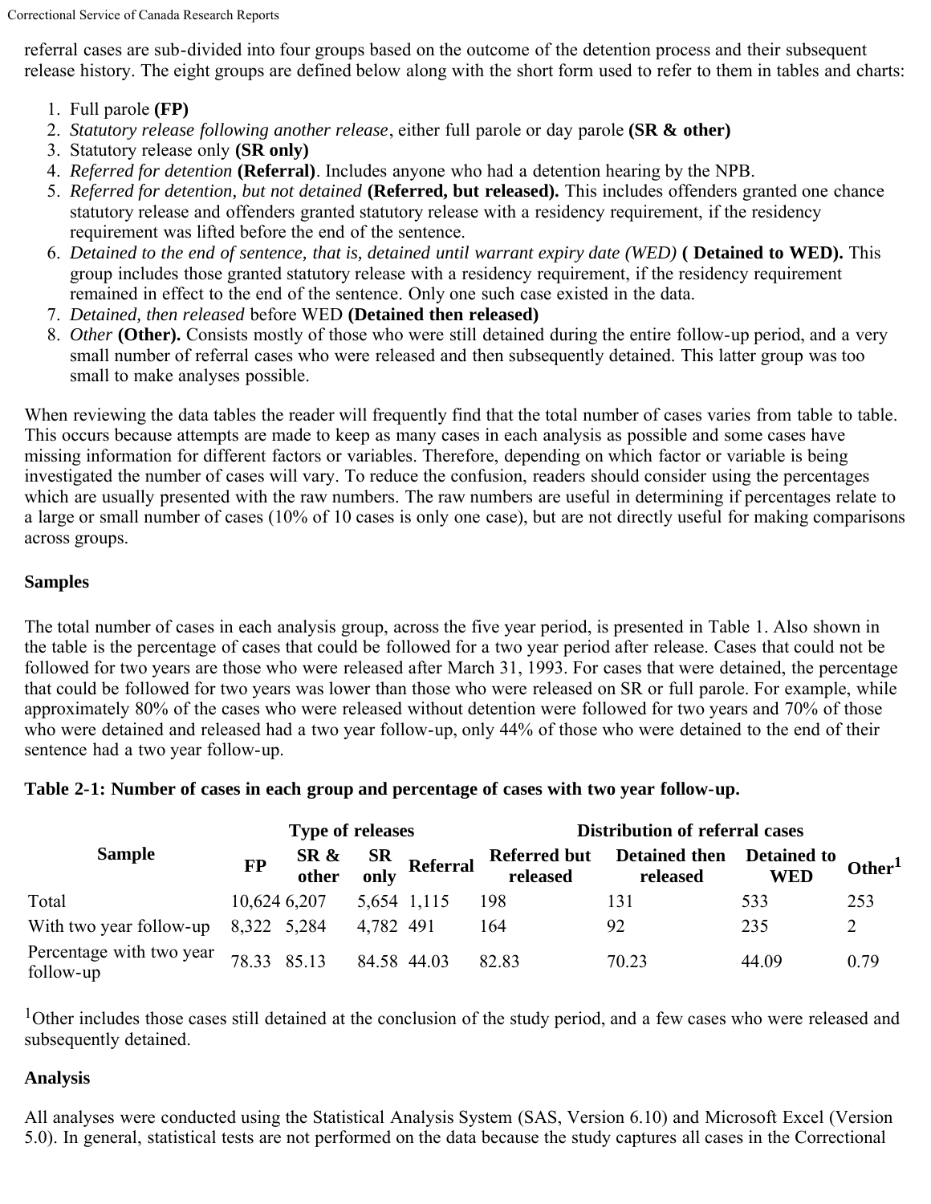referral cases are sub-divided into four groups based on the outcome of the detention process and their subsequent release history. The eight groups are defined below along with the short form used to refer to them in tables and charts:

1. Full parole **(FP)**
2. *Statutory release following another release*, either full parole or day parole **(SR & other)**
3. Statutory release only **(SR only)**
4. *Referred for detention* **(Referral)**. Includes anyone who had a detention hearing by the NPB.
5. *Referred for detention, but not detained* **(Referred, but released).** This includes offenders granted one chance statutory release and offenders granted statutory release with a residency requirement, if the residency requirement was lifted before the end of the sentence.
6. *Detained to the end of sentence, that is, detained until warrant expiry date (WED)* **( Detained to WED).** This group includes those granted statutory release with a residency requirement, if the residency requirement remained in effect to the end of the sentence. Only one such case existed in the data.
7. *Detained, then released* before WED **(Detained then released)**
8. *Other* **(Other).** Consists mostly of those who were still detained during the entire follow-up period, and a very small number of referral cases who were released and then subsequently detained. This latter group was too small to make analyses possible.

When reviewing the data tables the reader will frequently find that the total number of cases varies from table to table. This occurs because attempts are made to keep as many cases in each analysis as possible and some cases have missing information for different factors or variables. Therefore, depending on which factor or variable is being investigated the number of cases will vary. To reduce the confusion, readers should consider using the percentages which are usually presented with the raw numbers. The raw numbers are useful in determining if percentages relate to a large or small number of cases (10% of 10 cases is only one case), but are not directly useful for making comparisons across groups.

**Samples**

The total number of cases in each analysis group, across the five year period, is presented in Table 1. Also shown in the table is the percentage of cases that could be followed for a two year period after release. Cases that could not be followed for two years are those who were released after March 31, 1993. For cases that were detained, the percentage that could be followed for two years was lower than those who were released on SR or full parole. For example, while approximately 80% of the cases who were released without detention were followed for two years and 70% of those who were detained and released had a two year follow-up, only 44% of those who were detained to the end of their sentence had a two year follow-up.

**Table 2-1: Number of cases in each group and percentage of cases with two year follow-up.**

| Sample | Type of releases | | | | Distribution of referral cases | | | |
|---|---|---|---|---|---|---|---|---|
| | FP | SR & other | SR only | Referral | Referred but released | Detained then released | Detained to WED | Other[1] |
| Total | 10,624 | 6,207 | 5,654 | 1,115 | 198 | 131 | 533 | 253 |
| With two year follow-up | 8,322 | 5,284 | 4,782 | 491 | 164 | 92 | 235 | 2 |
| Percentage with two year follow-up | 78.33 | 85.13 | 84.58 | 44.03 | 82.83 | 70.23 | 44.09 | 0.79 |

[1]Other includes those cases still detained at the conclusion of the study period, and a few cases who were released and subsequently detained.

**Analysis**

All analyses were conducted using the Statistical Analysis System (SAS, Version 6.10) and Microsoft Excel (Version 5.0). In general, statistical tests are not performed on the data because the study captures all cases in the Correctional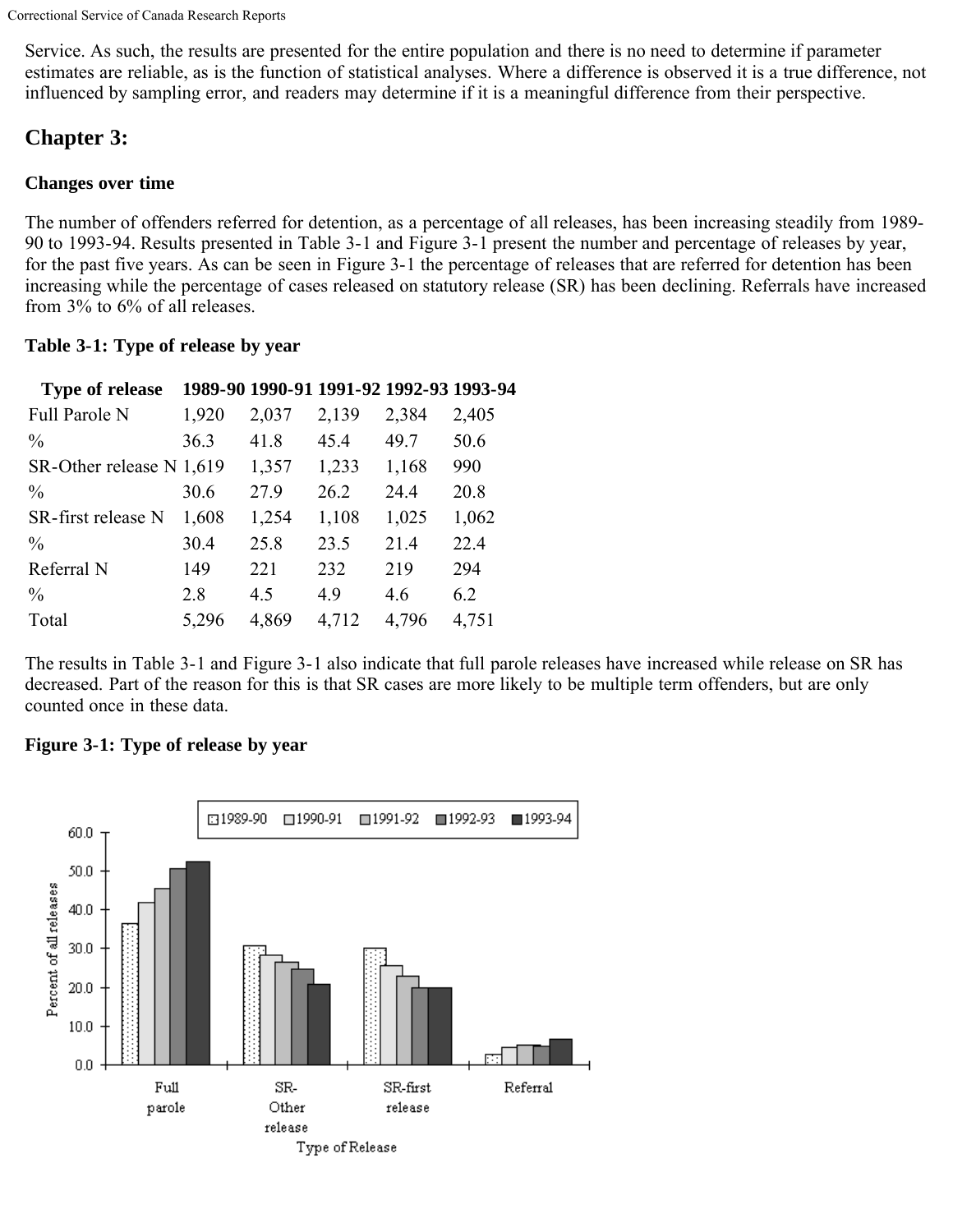Service. As such, the results are presented for the entire population and there is no need to determine if parameter estimates are reliable, as is the function of statistical analyses. Where a difference is observed it is a true difference, not influenced by sampling error, and readers may determine if it is a meaningful difference from their perspective.

## Chapter 3:

### Changes over time

The number of offenders referred for detention, as a percentage of all releases, has been increasing steadily from 1989-90 to 1993-94. Results presented in Table 3-1 and Figure 3-1 present the number and percentage of releases by year, for the past five years. As can be seen in Figure 3-1 the percentage of releases that are referred for detention has been increasing while the percentage of cases released on statutory release (SR) has been declining. Referrals have increased from 3% to 6% of all releases.

**Table 3-1: Type of release by year**

| Type of release | 1989-90 | 1990-91 | 1991-92 | 1992-93 | 1993-94 |
|---|---|---|---|---|---|
| Full Parole N | 1,920 | 2,037 | 2,139 | 2,384 | 2,405 |
| % | 36.3 | 41.8 | 45.4 | 49.7 | 50.6 |
| SR-Other release N | 1,619 | 1,357 | 1,233 | 1,168 | 990 |
| % | 30.6 | 27.9 | 26.2 | 24.4 | 20.8 |
| SR-first release N | 1,608 | 1,254 | 1,108 | 1,025 | 1,062 |
| % | 30.4 | 25.8 | 23.5 | 21.4 | 22.4 |
| Referral N | 149 | 221 | 232 | 219 | 294 |
| % | 2.8 | 4.5 | 4.9 | 4.6 | 6.2 |
| Total | 5,296 | 4,869 | 4,712 | 4,796 | 4,751 |

The results in Table 3-1 and Figure 3-1 also indicate that full parole releases have increased while release on SR has decreased. Part of the reason for this is that SR cases are more likely to be multiple term offenders, but are only counted once in these data.

**Figure 3-1: Type of release by year**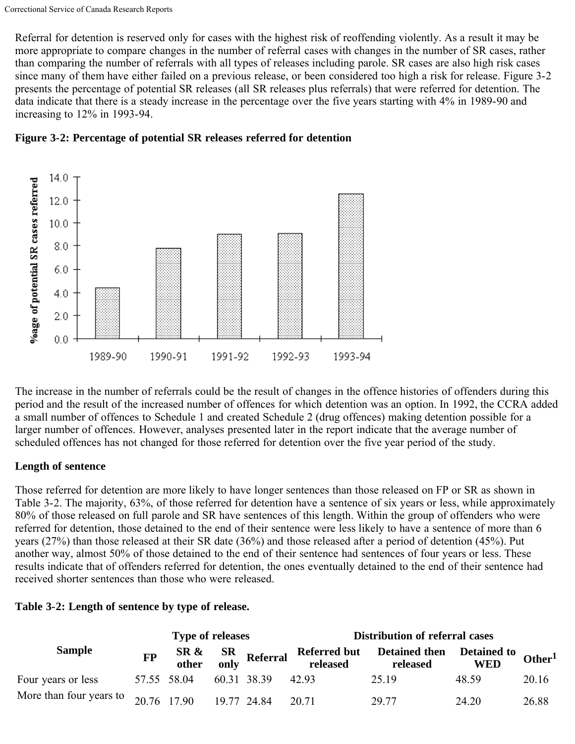Referral for detention is reserved only for cases with the highest risk of reoffending violently. As a result it may be more appropriate to compare changes in the number of referral cases with changes in the number of SR cases, rather than comparing the number of referrals with all types of releases including parole. SR cases are also high risk cases since many of them have either failed on a previous release, or been considered too high a risk for release. Figure 3-2 presents the percentage of potential SR releases (all SR releases plus referrals) that were referred for detention. The data indicate that there is a steady increase in the percentage over the five years starting with 4% in 1989-90 and increasing to 12% in 1993-94.

**Figure 3-2: Percentage of potential SR releases referred for detention**

The increase in the number of referrals could be the result of changes in the offence histories of offenders during this period and the result of the increased number of offences for which detention was an option. In 1992, the CCRA added a small number of offences to Schedule 1 and created Schedule 2 (drug offences) making detention possible for a larger number of offences. However, analyses presented later in the report indicate that the average number of scheduled offences has not changed for those referred for detention over the five year period of the study.

**Length of sentence**

Those referred for detention are more likely to have longer sentences than those released on FP or SR as shown in Table 3-2. The majority, 63%, of those referred for detention have a sentence of six years or less, while approximately 80% of those released on full parole and SR have sentences of this length. Within the group of offenders who were referred for detention, those detained to the end of their sentence were less likely to have a sentence of more than 6 years (27%) than those released at their SR date (36%) and those released after a period of detention (45%). Put another way, almost 50% of those detained to the end of their sentence had sentences of four years or less. These results indicate that of offenders referred for detention, the ones eventually detained to the end of their sentence had received shorter sentences than those who were released.

**Table 3-2: Length of sentence by type of release.**

| Sample | Type of releases | | | | Distribution of referral cases | | | |
|---|---|---|---|---|---|---|---|---|
| | FP | SR & other | SR only | Referral | Referred but released | Detained then released | Detained to WED | Other[1] |
| Four years or less | 57.55 | 58.04 | 60.31 | 38.39 | 42.93 | 25.19 | 48.59 | 20.16 |
| More than four years to | 20.76 | 17.90 | 19.77 | 24.84 | 20.71 | 29.77 | 24.20 | 26.88 |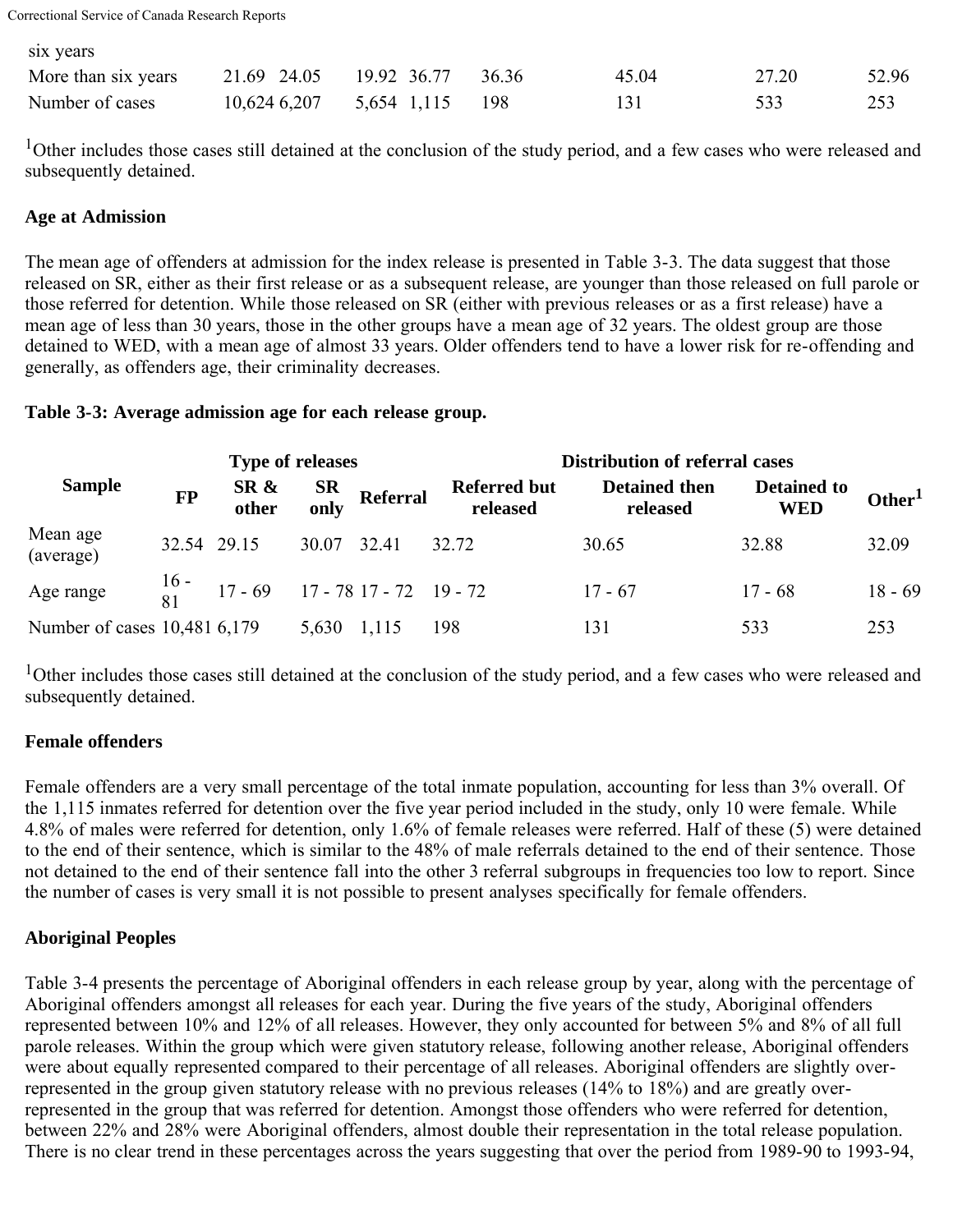| | | | | | | | | |
|---|---|---|---|---|---|---|---|---|
| six years | | | | | | | | |
| More than six years | 21.69 | 24.05 | 19.92 | 36.77 | 36.36 | 45.04 | 27.20 | 52.96 |
| Number of cases | 10,624 | 6,207 | 5,654 | 1,115 | 198 | 131 | 533 | 253 |

[1]Other includes those cases still detained at the conclusion of the study period, and a few cases who were released and subsequently detained.

### Age at Admission

The mean age of offenders at admission for the index release is presented in Table 3-3. The data suggest that those released on SR, either as their first release or as a subsequent release, are younger than those released on full parole or those referred for detention. While those released on SR (either with previous releases or as a first release) have a mean age of less than 30 years, those in the other groups have a mean age of 32 years. The oldest group are those detained to WED, with a mean age of almost 33 years. Older offenders tend to have a lower risk for re-offending and generally, as offenders age, their criminality decreases.

**Table 3-3: Average admission age for each release group.**

| Sample | Type of releases | | | | Distribution of referral cases | | | |
|---|---|---|---|---|---|---|---|---|
| | FP | SR & other | SR only | Referral | Referred but released | Detained then released | Detained to WED | Other[1] |
| Mean age (average) | 32.54 | 29.15 | 30.07 | 32.41 | 32.72 | 30.65 | 32.88 | 32.09 |
| Age range | 16 - 81 | 17 - 69 | 17 - 78 | 17 - 72 | 19 - 72 | 17 - 67 | 17 - 68 | 18 - 69 |
| Number of cases | 10,481 | 6,179 | 5,630 | 1,115 | 198 | 131 | 533 | 253 |

[1]Other includes those cases still detained at the conclusion of the study period, and a few cases who were released and subsequently detained.

### Female offenders

Female offenders are a very small percentage of the total inmate population, accounting for less than 3% overall. Of the 1,115 inmates referred for detention over the five year period included in the study, only 10 were female. While 4.8% of males were referred for detention, only 1.6% of female releases were referred. Half of these (5) were detained to the end of their sentence, which is similar to the 48% of male referrals detained to the end of their sentence. Those not detained to the end of their sentence fall into the other 3 referral subgroups in frequencies too low to report. Since the number of cases is very small it is not possible to present analyses specifically for female offenders.

### Aboriginal Peoples

Table 3-4 presents the percentage of Aboriginal offenders in each release group by year, along with the percentage of Aboriginal offenders amongst all releases for each year. During the five years of the study, Aboriginal offenders represented between 10% and 12% of all releases. However, they only accounted for between 5% and 8% of all full parole releases. Within the group which were given statutory release, following another release, Aboriginal offenders were about equally represented compared to their percentage of all releases. Aboriginal offenders are slightly over-represented in the group given statutory release with no previous releases (14% to 18%) and are greatly over-represented in the group that was referred for detention. Amongst those offenders who were referred for detention, between 22% and 28% were Aboriginal offenders, almost double their representation in the total release population. There is no clear trend in these percentages across the years suggesting that over the period from 1989-90 to 1993-94,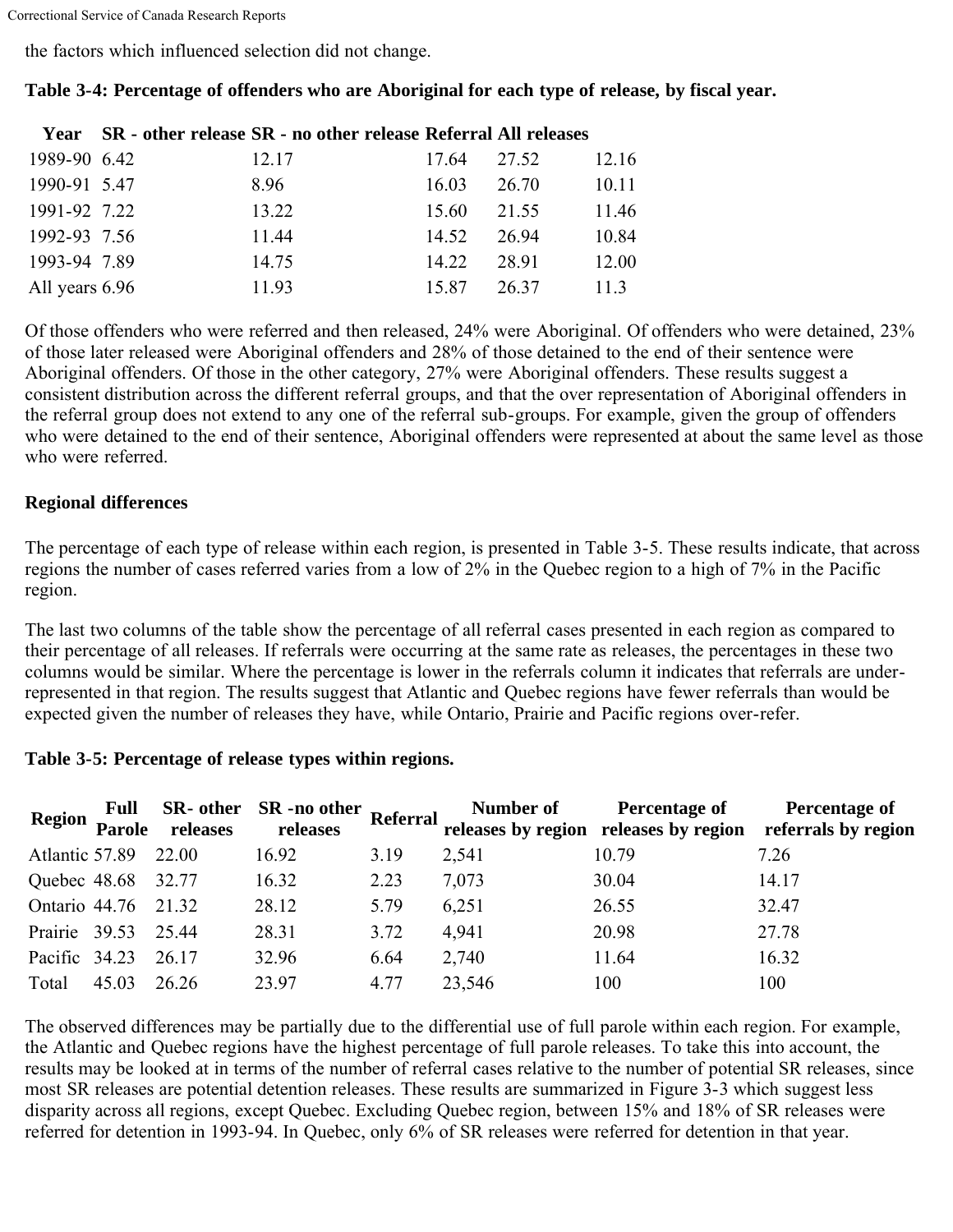the factors which influenced selection did not change.

**Table 3-4: Percentage of offenders who are Aboriginal for each type of release, by fiscal year.**

| Year | SR - other release | SR - no other release | Referral | All releases | |
|---|---|---|---|---|---|
| 1989-90 | 6.42 | 12.17 | 17.64 | 27.52 | 12.16 |
| 1990-91 | 5.47 | 8.96 | 16.03 | 26.70 | 10.11 |
| 1991-92 | 7.22 | 13.22 | 15.60 | 21.55 | 11.46 |
| 1992-93 | 7.56 | 11.44 | 14.52 | 26.94 | 10.84 |
| 1993-94 | 7.89 | 14.75 | 14.22 | 28.91 | 12.00 |
| All years | 6.96 | 11.93 | 15.87 | 26.37 | 11.3 |

Of those offenders who were referred and then released, 24% were Aboriginal. Of offenders who were detained, 23% of those later released were Aboriginal offenders and 28% of those detained to the end of their sentence were Aboriginal offenders. Of those in the other category, 27% were Aboriginal offenders. These results suggest a consistent distribution across the different referral groups, and that the over representation of Aboriginal offenders in the referral group does not extend to any one of the referral sub-groups. For example, given the group of offenders who were detained to the end of their sentence, Aboriginal offenders were represented at about the same level as those who were referred.

**Regional differences**

The percentage of each type of release within each region, is presented in Table 3-5. These results indicate, that across regions the number of cases referred varies from a low of 2% in the Quebec region to a high of 7% in the Pacific region.

The last two columns of the table show the percentage of all referral cases presented in each region as compared to their percentage of all releases. If referrals were occurring at the same rate as releases, the percentages in these two columns would be similar. Where the percentage is lower in the referrals column it indicates that referrals are under-represented in that region. The results suggest that Atlantic and Quebec regions have fewer referrals than would be expected given the number of releases they have, while Ontario, Prairie and Pacific regions over-refer.

**Table 3-5: Percentage of release types within regions.**

| Region | Full Parole | SR- other releases | SR -no other releases | Referral | Number of releases by region | Percentage of releases by region | Percentage of referrals by region |
|---|---|---|---|---|---|---|---|
| Atlantic | 57.89 | 22.00 | 16.92 | 3.19 | 2,541 | 10.79 | 7.26 |
| Quebec | 48.68 | 32.77 | 16.32 | 2.23 | 7,073 | 30.04 | 14.17 |
| Ontario | 44.76 | 21.32 | 28.12 | 5.79 | 6,251 | 26.55 | 32.47 |
| Prairie | 39.53 | 25.44 | 28.31 | 3.72 | 4,941 | 20.98 | 27.78 |
| Pacific | 34.23 | 26.17 | 32.96 | 6.64 | 2,740 | 11.64 | 16.32 |
| Total | 45.03 | 26.26 | 23.97 | 4.77 | 23,546 | 100 | 100 |

The observed differences may be partially due to the differential use of full parole within each region. For example, the Atlantic and Quebec regions have the highest percentage of full parole releases. To take this into account, the results may be looked at in terms of the number of referral cases relative to the number of potential SR releases, since most SR releases are potential detention releases. These results are summarized in Figure 3-3 which suggest less disparity across all regions, except Quebec. Excluding Quebec region, between 15% and 18% of SR releases were referred for detention in 1993-94. In Quebec, only 6% of SR releases were referred for detention in that year.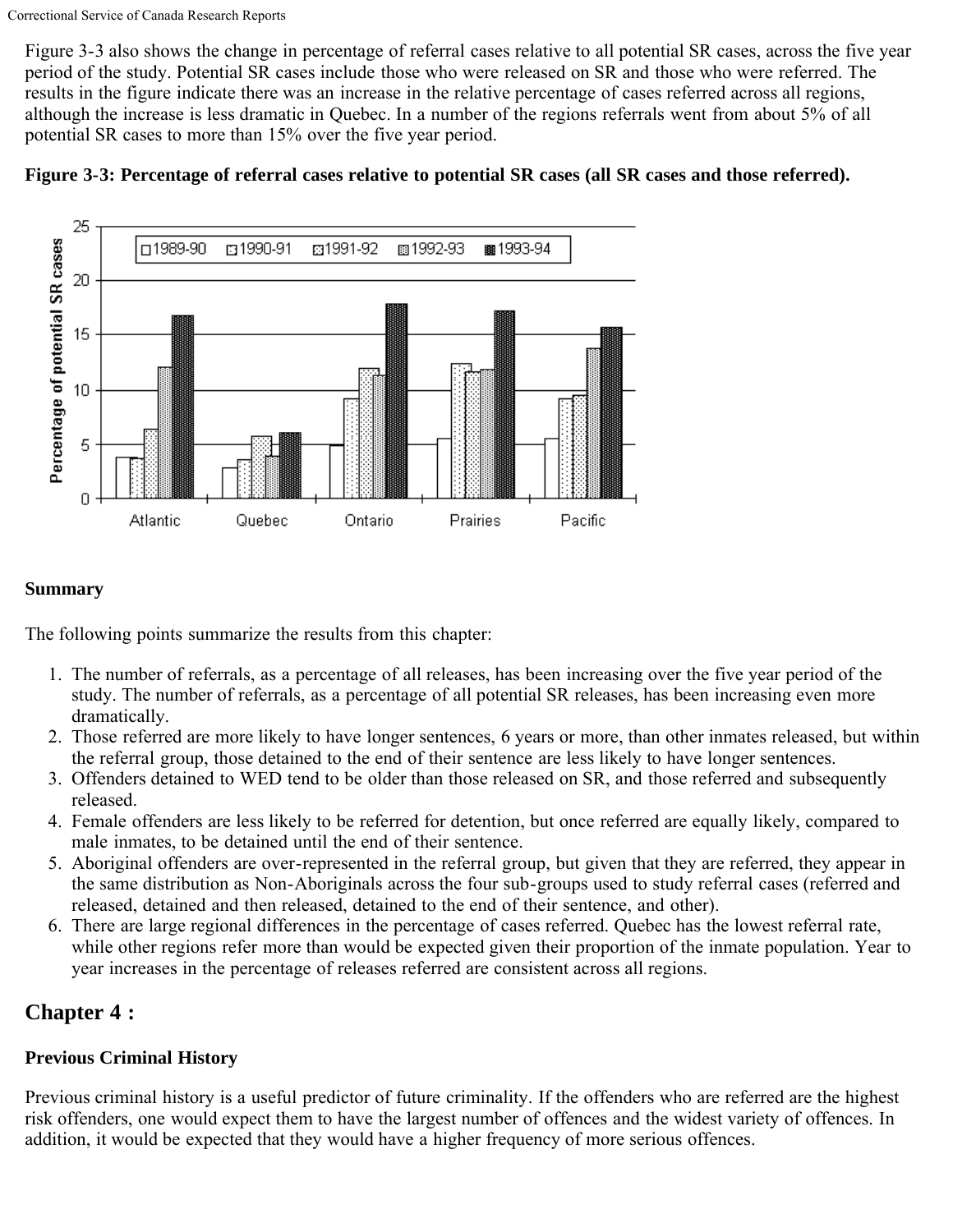Figure 3-3 also shows the change in percentage of referral cases relative to all potential SR cases, across the five year period of the study. Potential SR cases include those who were released on SR and those who were referred. The results in the figure indicate there was an increase in the relative percentage of cases referred across all regions, although the increase is less dramatic in Quebec. In a number of the regions referrals went from about 5% of all potential SR cases to more than 15% over the five year period.

**Figure 3-3: Percentage of referral cases relative to potential SR cases (all SR cases and those referred).**

### Summary

The following points summarize the results from this chapter:

1. The number of referrals, as a percentage of all releases, has been increasing over the five year period of the study. The number of referrals, as a percentage of all potential SR releases, has been increasing even more dramatically.
2. Those referred are more likely to have longer sentences, 6 years or more, than other inmates released, but within the referral group, those detained to the end of their sentence are less likely to have longer sentences.
3. Offenders detained to WED tend to be older than those released on SR, and those referred and subsequently released.
4. Female offenders are less likely to be referred for detention, but once referred are equally likely, compared to male inmates, to be detained until the end of their sentence.
5. Aboriginal offenders are over-represented in the referral group, but given that they are referred, they appear in the same distribution as Non-Aboriginals across the four sub-groups used to study referral cases (referred and released, detained and then released, detained to the end of their sentence, and other).
6. There are large regional differences in the percentage of cases referred. Quebec has the lowest referral rate, while other regions refer more than would be expected given their proportion of the inmate population. Year to year increases in the percentage of releases referred are consistent across all regions.

## Chapter 4 :

### Previous Criminal History

Previous criminal history is a useful predictor of future criminality. If the offenders who are referred are the highest risk offenders, one would expect them to have the largest number of offences and the widest variety of offences. In addition, it would be expected that they would have a higher frequency of more serious offences.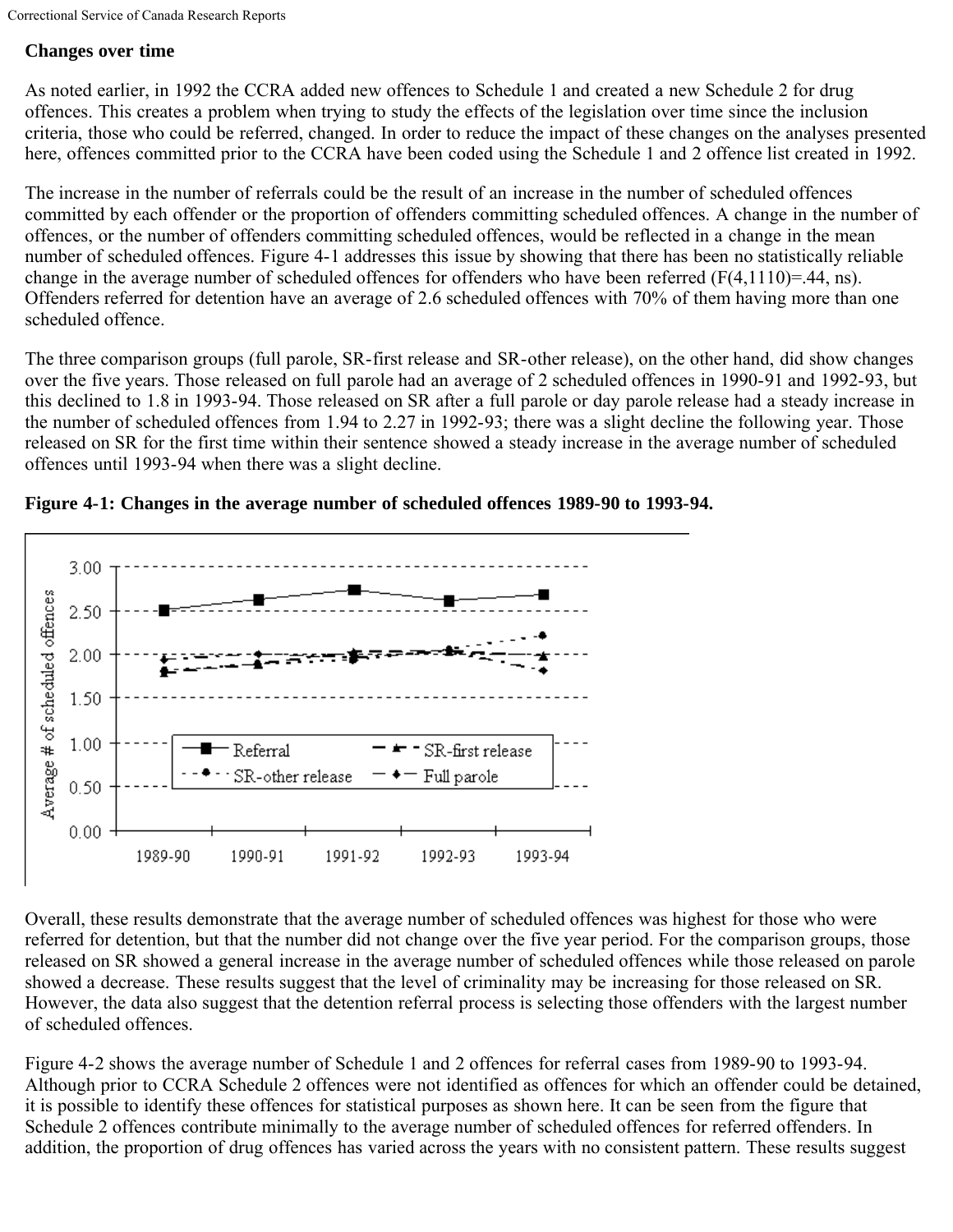## Changes over time

As noted earlier, in 1992 the CCRA added new offences to Schedule 1 and created a new Schedule 2 for drug offences. This creates a problem when trying to study the effects of the legislation over time since the inclusion criteria, those who could be referred, changed. In order to reduce the impact of these changes on the analyses presented here, offences committed prior to the CCRA have been coded using the Schedule 1 and 2 offence list created in 1992.

The increase in the number of referrals could be the result of an increase in the number of scheduled offences committed by each offender or the proportion of offenders committing scheduled offences. A change in the number of offences, or the number of offenders committing scheduled offences, would be reflected in a change in the mean number of scheduled offences. Figure 4-1 addresses this issue by showing that there has been no statistically reliable change in the average number of scheduled offences for offenders who have been referred ($F(4,1110)=.44$, ns). Offenders referred for detention have an average of 2.6 scheduled offences with 70% of them having more than one scheduled offence.

The three comparison groups (full parole, SR-first release and SR-other release), on the other hand, did show changes over the five years. Those released on full parole had an average of 2 scheduled offences in 1990-91 and 1992-93, but this declined to 1.8 in 1993-94. Those released on SR after a full parole or day parole release had a steady increase in the number of scheduled offences from 1.94 to 2.27 in 1992-93; there was a slight decline the following year. Those released on SR for the first time within their sentence showed a steady increase in the average number of scheduled offences until 1993-94 when there was a slight decline.

**Figure 4-1: Changes in the average number of scheduled offences 1989-90 to 1993-94.**

Overall, these results demonstrate that the average number of scheduled offences was highest for those who were referred for detention, but that the number did not change over the five year period. For the comparison groups, those released on SR showed a general increase in the average number of scheduled offences while those released on parole showed a decrease. These results suggest that the level of criminality may be increasing for those released on SR. However, the data also suggest that the detention referral process is selecting those offenders with the largest number of scheduled offences.

Figure 4-2 shows the average number of Schedule 1 and 2 offences for referral cases from 1989-90 to 1993-94. Although prior to CCRA Schedule 2 offences were not identified as offences for which an offender could be detained, it is possible to identify these offences for statistical purposes as shown here. It can be seen from the figure that Schedule 2 offences contribute minimally to the average number of scheduled offences for referred offenders. In addition, the proportion of drug offences has varied across the years with no consistent pattern. These results suggest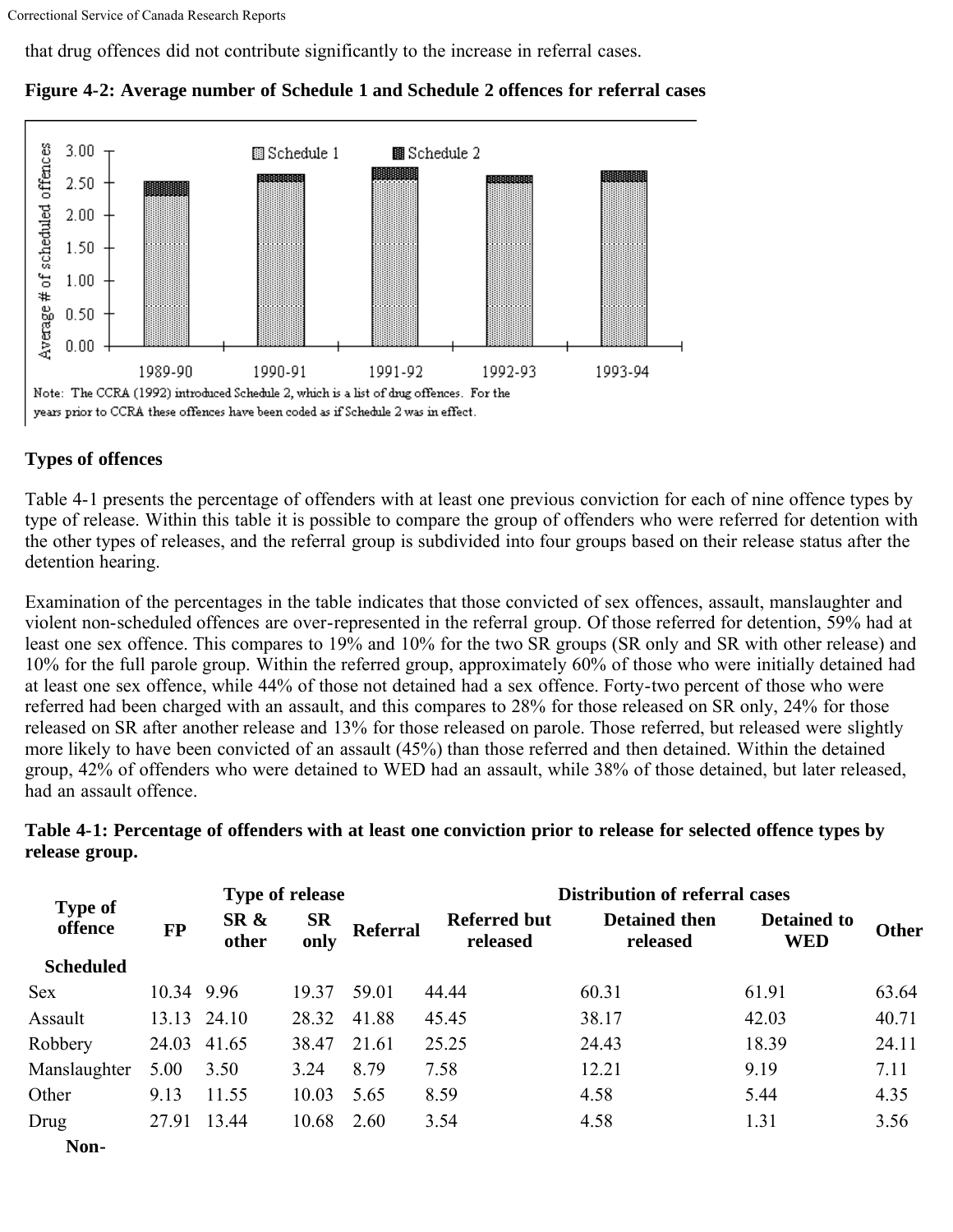that drug offences did not contribute significantly to the increase in referral cases.

**Figure 4-2: Average number of Schedule 1 and Schedule 2 offences for referral cases**

Note: The CCRA (1992) introduced Schedule 2, which is a list of drug offences. For the years prior to CCRA these offences have been coded as if Schedule 2 was in effect.

### Types of offences

Table 4-1 presents the percentage of offenders with at least one previous conviction for each of nine offence types by type of release. Within this table it is possible to compare the group of offenders who were referred for detention with the other types of releases, and the referral group is subdivided into four groups based on their release status after the detention hearing.

Examination of the percentages in the table indicates that those convicted of sex offences, assault, manslaughter and violent non-scheduled offences are over-represented in the referral group. Of those referred for detention, 59% had at least one sex offence. This compares to 19% and 10% for the two SR groups (SR only and SR with other release) and 10% for the full parole group. Within the referred group, approximately 60% of those who were initially detained had at least one sex offence, while 44% of those not detained had a sex offence. Forty-two percent of those who were referred had been charged with an assault, and this compares to 28% for those released on SR only, 24% for those released on SR after another release and 13% for those released on parole. Those referred, but released were slightly more likely to have been convicted of an assault (45%) than those referred and then detained. Within the detained group, 42% of offenders who were detained to WED had an assault, while 38% of those detained, but later released, had an assault offence.

**Table 4-1: Percentage of offenders with at least one conviction prior to release for selected offence types by release group.**

| Type of offence | Type of release | | | | Distribution of referral cases | | | |
|---|---|---|---|---|---|---|---|---|
| | FP | SR & other | SR only | Referral | Referred but released | Detained then released | Detained to WED | Other |
| **Scheduled** | | | | | | | | |
| Sex | 10.34 | 9.96 | 19.37 | 59.01 | 44.44 | 60.31 | 61.91 | 63.64 |
| Assault | 13.13 | 24.10 | 28.32 | 41.88 | 45.45 | 38.17 | 42.03 | 40.71 |
| Robbery | 24.03 | 41.65 | 38.47 | 21.61 | 25.25 | 24.43 | 18.39 | 24.11 |
| Manslaughter | 5.00 | 3.50 | 3.24 | 8.79 | 7.58 | 12.21 | 9.19 | 7.11 |
| Other | 9.13 | 11.55 | 10.03 | 5.65 | 8.59 | 4.58 | 5.44 | 4.35 |
| Drug | 27.91 | 13.44 | 10.68 | 2.60 | 3.54 | 4.58 | 1.31 | 3.56 |
| **Non-** | | | | | | | | |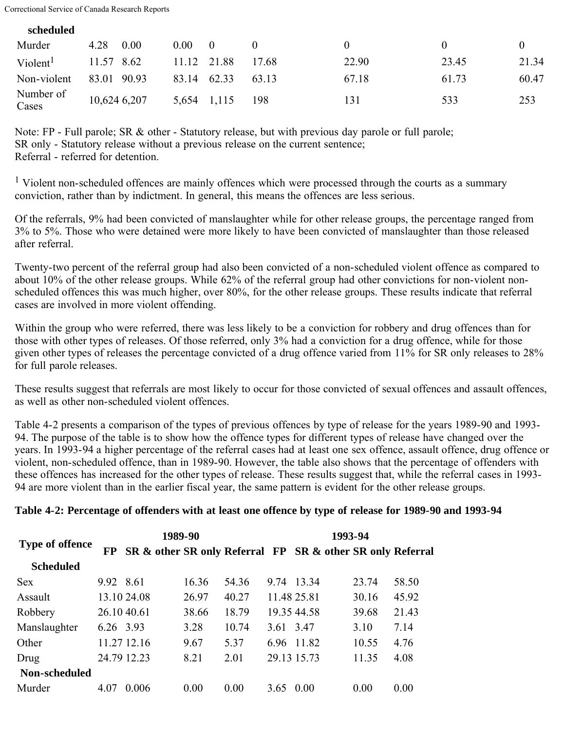| | | | | | | | | | |
|---|---|---|---|---|---|---|---|---|---|
| **scheduled** | | | | | | | | | |
| Murder | 4.28 | 0.00 | 0.00 | 0 | 0 | 0 | 0 | 0 |
| Violent[1] | 11.57 | 8.62 | 11.12 | 21.88 | 17.68 | 22.90 | 23.45 | 21.34 |
| Non-violent | 83.01 | 90.93 | 83.14 | 62.33 | 63.13 | 67.18 | 61.73 | 60.47 |
| Number of Cases | 10,624 | 6,207 | 5,654 | 1,115 | 198 | 131 | 533 | 253 |

Note: FP - Full parole; SR & other - Statutory release, but with previous day parole or full parole;
SR only - Statutory release without a previous release on the current sentence;
Referral - referred for detention.

[1] Violent non-scheduled offences are mainly offences which were processed through the courts as a summary conviction, rather than by indictment. In general, this means the offences are less serious.

Of the referrals, 9% had been convicted of manslaughter while for other release groups, the percentage ranged from 3% to 5%. Those who were detained were more likely to have been convicted of manslaughter than those released after referral.

Twenty-two percent of the referral group had also been convicted of a non-scheduled violent offence as compared to about 10% of the other release groups. While 62% of the referral group had other convictions for non-violent non-scheduled offences this was much higher, over 80%, for the other release groups. These results indicate that referral cases are involved in more violent offending.

Within the group who were referred, there was less likely to be a conviction for robbery and drug offences than for those with other types of releases. Of those referred, only 3% had a conviction for a drug offence, while for those given other types of releases the percentage convicted of a drug offence varied from 11% for SR only releases to 28% for full parole releases.

These results suggest that referrals are most likely to occur for those convicted of sexual offences and assault offences, as well as other non-scheduled violent offences.

Table 4-2 presents a comparison of the types of previous offences by type of release for the years 1989-90 and 1993-94. The purpose of the table is to show how the offence types for different types of release have changed over the years. In 1993-94 a higher percentage of the referral cases had at least one sex offence, assault offence, drug offence or violent, non-scheduled offence, than in 1989-90. However, the table also shows that the percentage of offenders with these offences has increased for the other types of release. These results suggest that, while the referral cases in 1993-94 are more violent than in the earlier fiscal year, the same pattern is evident for the other release groups.

**Table 4-2: Percentage of offenders with at least one offence by type of release for 1989-90 and 1993-94**

| Type of offence | 1989-90 | | | | 1993-94 | | | |
|---|---|---|---|---|---|---|---|---|
| | FP | SR & other | SR only | Referral | FP | SR & other | SR only | Referral |
| **Scheduled** | | | | | | | | |
| Sex | 9.92 | 8.61 | 16.36 | 54.36 | 9.74 | 13.34 | 23.74 | 58.50 |
| Assault | 13.10 | 24.08 | 26.97 | 40.27 | 11.48 | 25.81 | 30.16 | 45.92 |
| Robbery | 26.10 | 40.61 | 38.66 | 18.79 | 19.35 | 44.58 | 39.68 | 21.43 |
| Manslaughter | 6.26 | 3.93 | 3.28 | 10.74 | 3.61 | 3.47 | 3.10 | 7.14 |
| Other | 11.27 | 12.16 | 9.67 | 5.37 | 6.96 | 11.82 | 10.55 | 4.76 |
| Drug | 24.79 | 12.23 | 8.21 | 2.01 | 29.13 | 15.73 | 11.35 | 4.08 |
| **Non-scheduled** | | | | | | | | |
| Murder | 4.07 | 0.006 | 0.00 | 0.00 | 3.65 | 0.00 | 0.00 | 0.00 |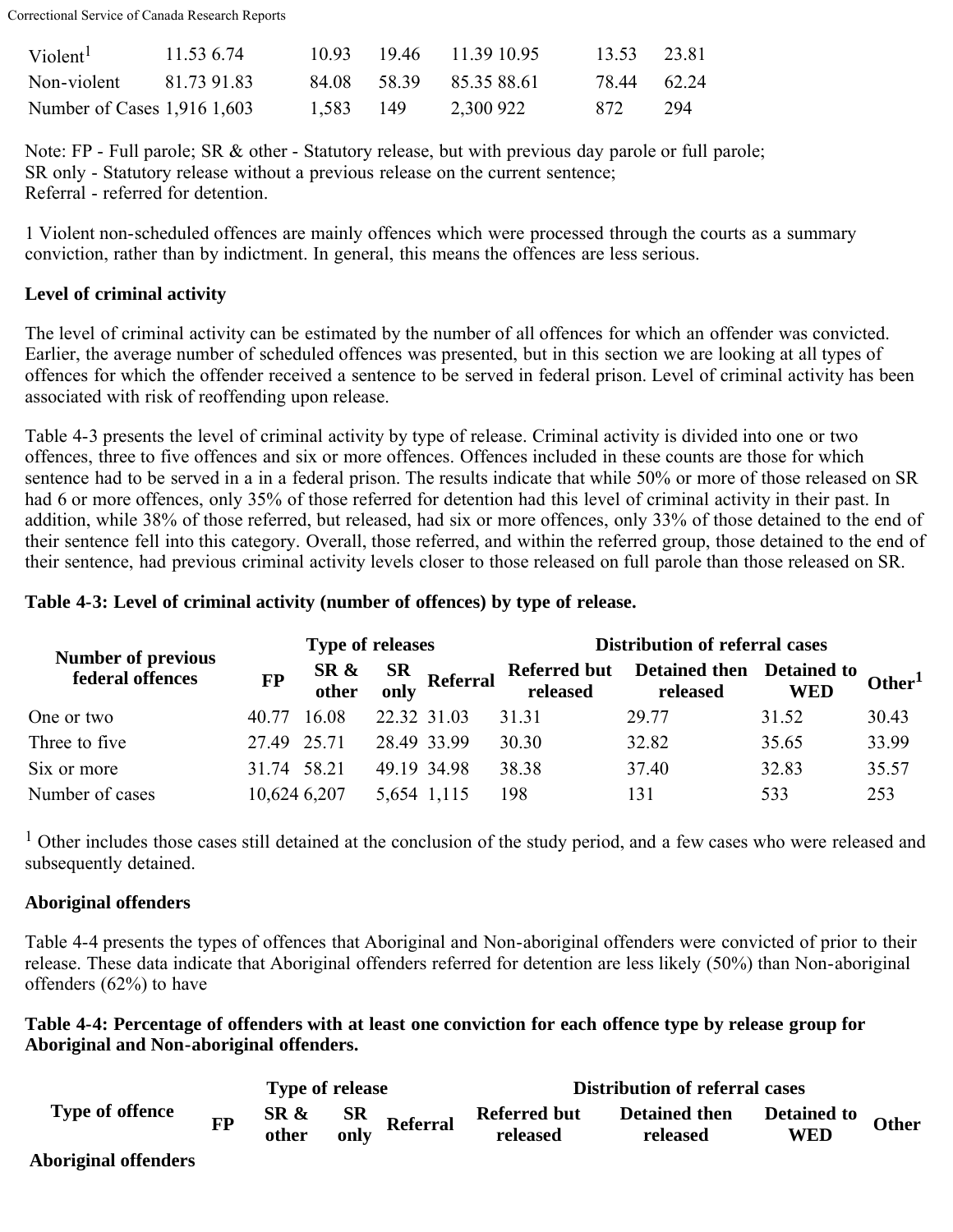| | | | | | | | | |
|---|---|---|---|---|---|---|---|---|
| Violent[1] | 11.53 | 6.74 | 10.93 | 19.46 | 11.39 | 10.95 | 13.53 | 23.81 |
| Non-violent | 81.73 | 91.83 | 84.08 | 58.39 | 85.35 | 88.61 | 78.44 | 62.24 |
| Number of Cases | 1,916 | 1,603 | 1,583 | 149 | 2,300 | 922 | 872 | 294 |

Note: FP - Full parole; SR & other - Statutory release, but with previous day parole or full parole;
SR only - Statutory release without a previous release on the current sentence;
Referral - referred for detention.

1 Violent non-scheduled offences are mainly offences which were processed through the courts as a summary conviction, rather than by indictment. In general, this means the offences are less serious.

**Level of criminal activity**

The level of criminal activity can be estimated by the number of all offences for which an offender was convicted. Earlier, the average number of scheduled offences was presented, but in this section we are looking at all types of offences for which the offender received a sentence to be served in federal prison. Level of criminal activity has been associated with risk of reoffending upon release.

Table 4-3 presents the level of criminal activity by type of release. Criminal activity is divided into one or two offences, three to five offences and six or more offences. Offences included in these counts are those for which sentence had to be served in a in a federal prison. The results indicate that while 50% or more of those released on SR had 6 or more offences, only 35% of those referred for detention had this level of criminal activity in their past. In addition, while 38% of those referred, but released, had six or more offences, only 33% of those detained to the end of their sentence fell into this category. Overall, those referred, and within the referred group, those detained to the end of their sentence, had previous criminal activity levels closer to those released on full parole than those released on SR.

**Table 4-3: Level of criminal activity (number of offences) by type of release.**

| Number of previous federal offences | Type of releases | | | | Distribution of referral cases | | | |
|---|---|---|---|---|---|---|---|---|
| | FP | SR & other | SR only | Referral | Referred but released | Detained then released | Detained to WED | Other[1] |
| One or two | 40.77 | 16.08 | 22.32 | 31.03 | 31.31 | 29.77 | 31.52 | 30.43 |
| Three to five | 27.49 | 25.71 | 28.49 | 33.99 | 30.30 | 32.82 | 35.65 | 33.99 |
| Six or more | 31.74 | 58.21 | 49.19 | 34.98 | 38.38 | 37.40 | 32.83 | 35.57 |
| Number of cases | 10,624 | 6,207 | 5,654 | 1,115 | 198 | 131 | 533 | 253 |

[1] Other includes those cases still detained at the conclusion of the study period, and a few cases who were released and subsequently detained.

**Aboriginal offenders**

Table 4-4 presents the types of offences that Aboriginal and Non-aboriginal offenders were convicted of prior to their release. These data indicate that Aboriginal offenders referred for detention are less likely (50%) than Non-aboriginal offenders (62%) to have

**Table 4-4: Percentage of offenders with at least one conviction for each offence type by release group for Aboriginal and Non-aboriginal offenders.**

| Type of offence | Type of release | | | | Distribution of referral cases | | | |
|---|---|---|---|---|---|---|---|---|
| | FP | SR & other | SR only | Referral | Referred but released | Detained then released | Detained to WED | Other |
| **Aboriginal offenders** | | | | | | | | |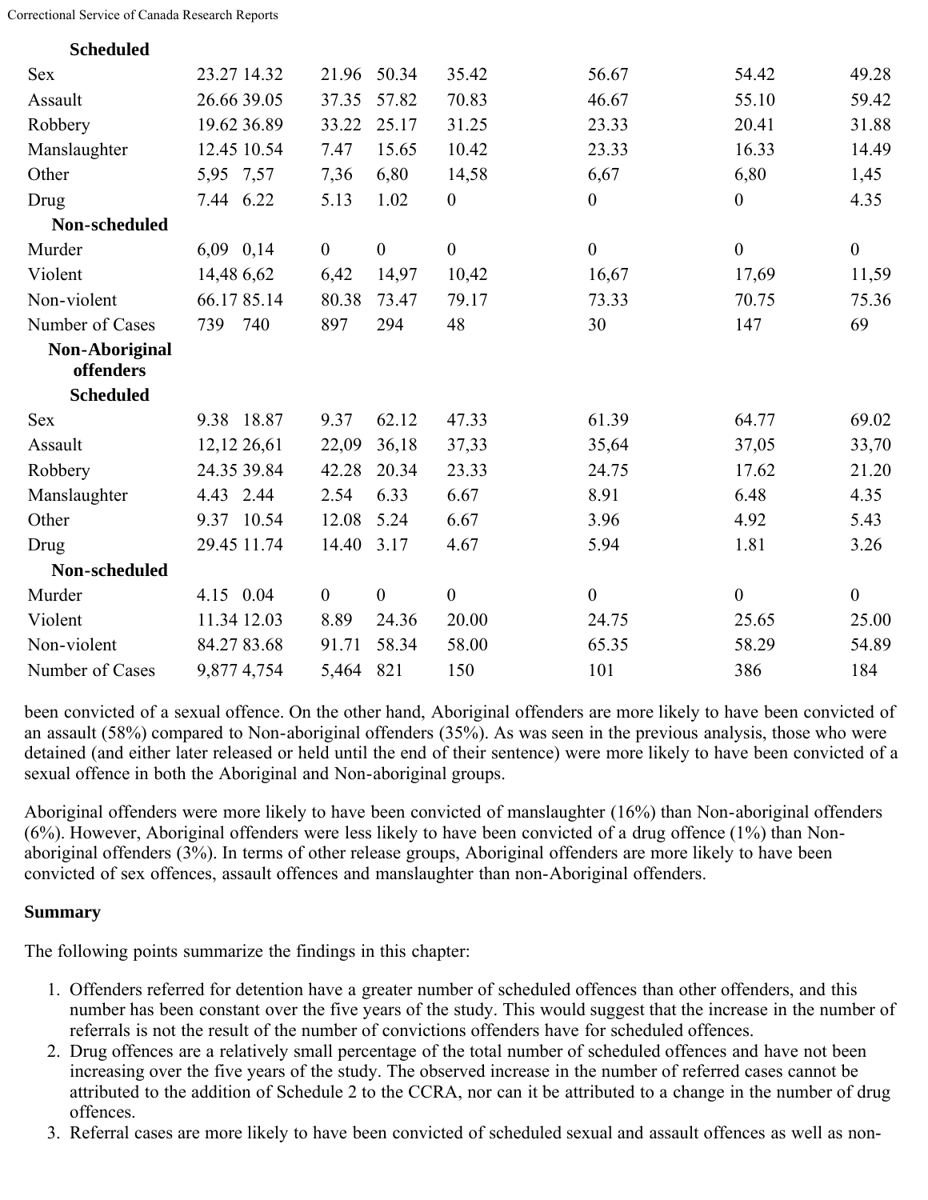| | | | | | | | | |
|---|---|---|---|---|---|---|---|---|
| **Scheduled** | | | | | | | | |
| Sex | 23.27 | 14.32 | 21.96 | 50.34 | 35.42 | 56.67 | 54.42 | 49.28 |
| Assault | 26.66 | 39.05 | 37.35 | 57.82 | 70.83 | 46.67 | 55.10 | 59.42 |
| Robbery | 19.62 | 36.89 | 33.22 | 25.17 | 31.25 | 23.33 | 20.41 | 31.88 |
| Manslaughter | 12.45 | 10.54 | 7.47 | 15.65 | 10.42 | 23.33 | 16.33 | 14.49 |
| Other | 5,95 | 7,57 | 7,36 | 6,80 | 14,58 | 6,67 | 6,80 | 1,45 |
| Drug | 7.44 | 6.22 | 5.13 | 1.02 | 0 | 0 | 0 | 4.35 |
| **Non-scheduled** | | | | | | | | |
| Murder | 6,09 | 0,14 | 0 | 0 | 0 | 0 | 0 | 0 |
| Violent | 14,48 | 6,62 | 6,42 | 14,97 | 10,42 | 16,67 | 17,69 | 11,59 |
| Non-violent | 66.17 | 85.14 | 80.38 | 73.47 | 79.17 | 73.33 | 70.75 | 75.36 |
| Number of Cases | 739 | 740 | 897 | 294 | 48 | 30 | 147 | 69 |
| **Non-Aboriginal offenders** | | | | | | | | |
| **Scheduled** | | | | | | | | |
| Sex | 9.38 | 18.87 | 9.37 | 62.12 | 47.33 | 61.39 | 64.77 | 69.02 |
| Assault | 12,12 | 26,61 | 22,09 | 36,18 | 37,33 | 35,64 | 37,05 | 33,70 |
| Robbery | 24.35 | 39.84 | 42.28 | 20.34 | 23.33 | 24.75 | 17.62 | 21.20 |
| Manslaughter | 4.43 | 2.44 | 2.54 | 6.33 | 6.67 | 8.91 | 6.48 | 4.35 |
| Other | 9.37 | 10.54 | 12.08 | 5.24 | 6.67 | 3.96 | 4.92 | 5.43 |
| Drug | 29.45 | 11.74 | 14.40 | 3.17 | 4.67 | 5.94 | 1.81 | 3.26 |
| **Non-scheduled** | | | | | | | | |
| Murder | 4.15 | 0.04 | 0 | 0 | 0 | 0 | 0 | 0 |
| Violent | 11.34 | 12.03 | 8.89 | 24.36 | 20.00 | 24.75 | 25.65 | 25.00 |
| Non-violent | 84.27 | 83.68 | 91.71 | 58.34 | 58.00 | 65.35 | 58.29 | 54.89 |
| Number of Cases | 9,877 | 4,754 | 5,464 | 821 | 150 | 101 | 386 | 184 |

been convicted of a sexual offence. On the other hand, Aboriginal offenders are more likely to have been convicted of an assault (58%) compared to Non-aboriginal offenders (35%). As was seen in the previous analysis, those who were detained (and either later released or held until the end of their sentence) were more likely to have been convicted of a sexual offence in both the Aboriginal and Non-aboriginal groups.

Aboriginal offenders were more likely to have been convicted of manslaughter (16%) than Non-aboriginal offenders (6%). However, Aboriginal offenders were less likely to have been convicted of a drug offence (1%) than Non-aboriginal offenders (3%). In terms of other release groups, Aboriginal offenders are more likely to have been convicted of sex offences, assault offences and manslaughter than non-Aboriginal offenders.

**Summary**

The following points summarize the findings in this chapter:

1. Offenders referred for detention have a greater number of scheduled offences than other offenders, and this number has been constant over the five years of the study. This would suggest that the increase in the number of referrals is not the result of the number of convictions offenders have for scheduled offences.
2. Drug offences are a relatively small percentage of the total number of scheduled offences and have not been increasing over the five years of the study. The observed increase in the number of referred cases cannot be attributed to the addition of Schedule 2 to the CCRA, nor can it be attributed to a change in the number of drug offences.
3. Referral cases are more likely to have been convicted of scheduled sexual and assault offences as well as non-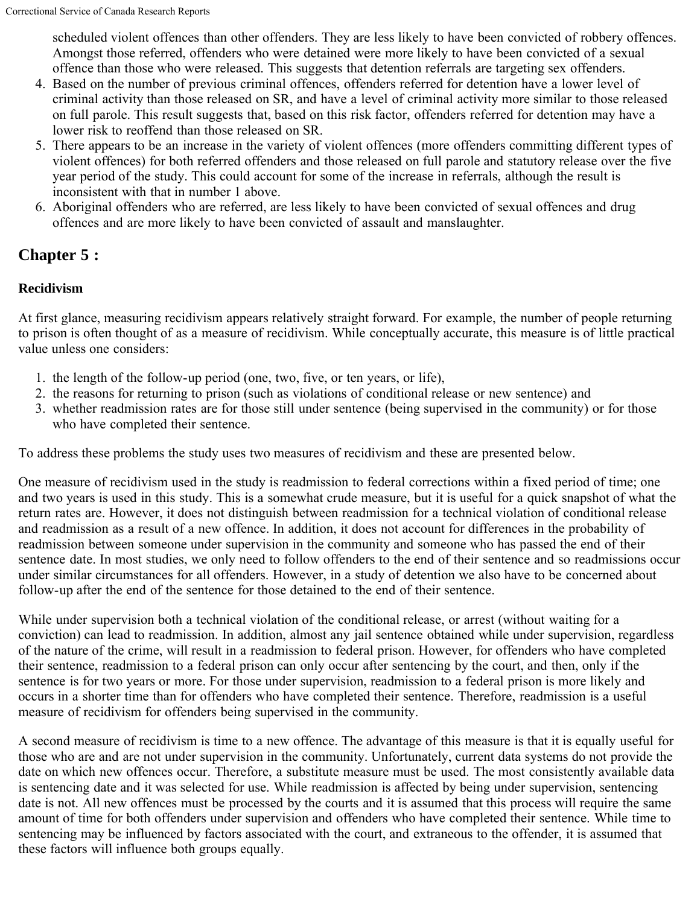scheduled violent offences than other offenders. They are less likely to have been convicted of robbery offences. Amongst those referred, offenders who were detained were more likely to have been convicted of a sexual offence than those who were released. This suggests that detention referrals are targeting sex offenders.

4. Based on the number of previous criminal offences, offenders referred for detention have a lower level of criminal activity than those released on SR, and have a level of criminal activity more similar to those released on full parole. This result suggests that, based on this risk factor, offenders referred for detention may have a lower risk to reoffend than those released on SR.
5. There appears to be an increase in the variety of violent offences (more offenders committing different types of violent offences) for both referred offenders and those released on full parole and statutory release over the five year period of the study. This could account for some of the increase in referrals, although the result is inconsistent with that in number 1 above.
6. Aboriginal offenders who are referred, are less likely to have been convicted of sexual offences and drug offences and are more likely to have been convicted of assault and manslaughter.

## Chapter 5 :

### Recidivism

At first glance, measuring recidivism appears relatively straight forward. For example, the number of people returning to prison is often thought of as a measure of recidivism. While conceptually accurate, this measure is of little practical value unless one considers:

1. the length of the follow-up period (one, two, five, or ten years, or life),
2. the reasons for returning to prison (such as violations of conditional release or new sentence) and
3. whether readmission rates are for those still under sentence (being supervised in the community) or for those who have completed their sentence.

To address these problems the study uses two measures of recidivism and these are presented below.

One measure of recidivism used in the study is readmission to federal corrections within a fixed period of time; one and two years is used in this study. This is a somewhat crude measure, but it is useful for a quick snapshot of what the return rates are. However, it does not distinguish between readmission for a technical violation of conditional release and readmission as a result of a new offence. In addition, it does not account for differences in the probability of readmission between someone under supervision in the community and someone who has passed the end of their sentence date. In most studies, we only need to follow offenders to the end of their sentence and so readmissions occur under similar circumstances for all offenders. However, in a study of detention we also have to be concerned about follow-up after the end of the sentence for those detained to the end of their sentence.

While under supervision both a technical violation of the conditional release, or arrest (without waiting for a conviction) can lead to readmission. In addition, almost any jail sentence obtained while under supervision, regardless of the nature of the crime, will result in a readmission to federal prison. However, for offenders who have completed their sentence, readmission to a federal prison can only occur after sentencing by the court, and then, only if the sentence is for two years or more. For those under supervision, readmission to a federal prison is more likely and occurs in a shorter time than for offenders who have completed their sentence. Therefore, readmission is a useful measure of recidivism for offenders being supervised in the community.

A second measure of recidivism is time to a new offence. The advantage of this measure is that it is equally useful for those who are and are not under supervision in the community. Unfortunately, current data systems do not provide the date on which new offences occur. Therefore, a substitute measure must be used. The most consistently available data is sentencing date and it was selected for use. While readmission is affected by being under supervision, sentencing date is not. All new offences must be processed by the courts and it is assumed that this process will require the same amount of time for both offenders under supervision and offenders who have completed their sentence. While time to sentencing may be influenced by factors associated with the court, and extraneous to the offender, it is assumed that these factors will influence both groups equally.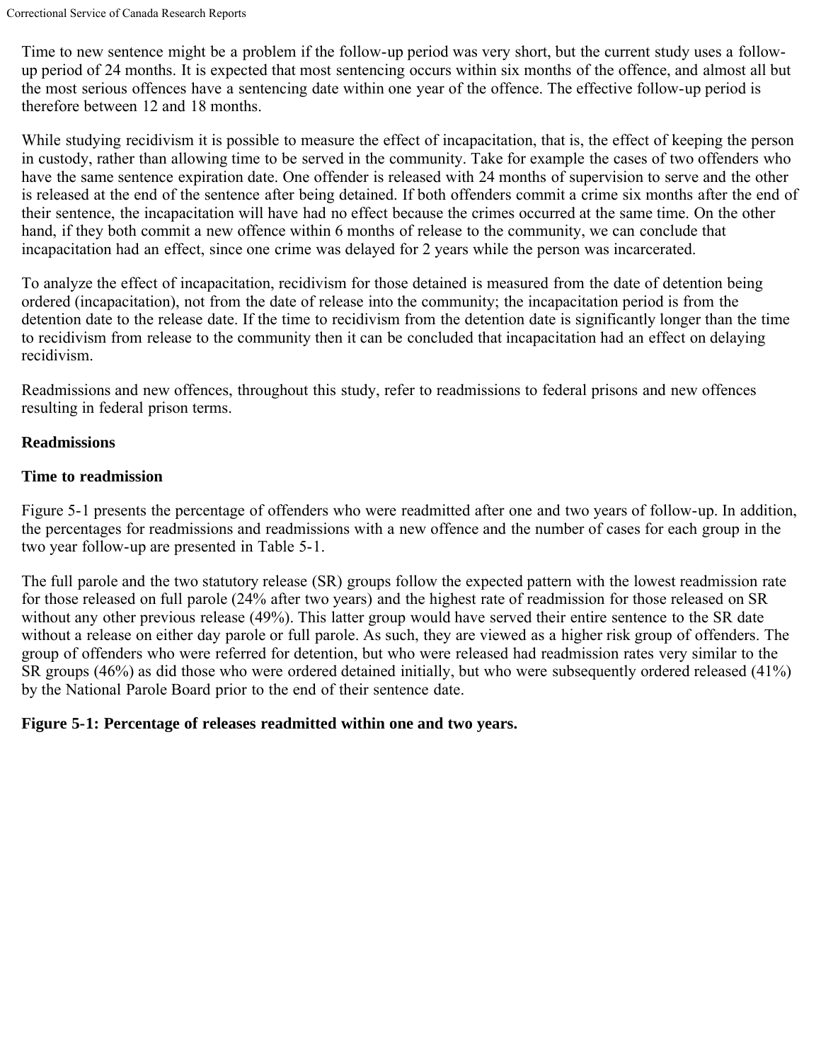Time to new sentence might be a problem if the follow-up period was very short, but the current study uses a follow-up period of 24 months. It is expected that most sentencing occurs within six months of the offence, and almost all but the most serious offences have a sentencing date within one year of the offence. The effective follow-up period is therefore between 12 and 18 months.

While studying recidivism it is possible to measure the effect of incapacitation, that is, the effect of keeping the person in custody, rather than allowing time to be served in the community. Take for example the cases of two offenders who have the same sentence expiration date. One offender is released with 24 months of supervision to serve and the other is released at the end of the sentence after being detained. If both offenders commit a crime six months after the end of their sentence, the incapacitation will have had no effect because the crimes occurred at the same time. On the other hand, if they both commit a new offence within 6 months of release to the community, we can conclude that incapacitation had an effect, since one crime was delayed for 2 years while the person was incarcerated.

To analyze the effect of incapacitation, recidivism for those detained is measured from the date of detention being ordered (incapacitation), not from the date of release into the community; the incapacitation period is from the detention date to the release date. If the time to recidivism from the detention date is significantly longer than the time to recidivism from release to the community then it can be concluded that incapacitation had an effect on delaying recidivism.

Readmissions and new offences, throughout this study, refer to readmissions to federal prisons and new offences resulting in federal prison terms.

**Readmissions**

**Time to readmission**

Figure 5-1 presents the percentage of offenders who were readmitted after one and two years of follow-up. In addition, the percentages for readmissions and readmissions with a new offence and the number of cases for each group in the two year follow-up are presented in Table 5-1.

The full parole and the two statutory release (SR) groups follow the expected pattern with the lowest readmission rate for those released on full parole (24% after two years) and the highest rate of readmission for those released on SR without any other previous release (49%). This latter group would have served their entire sentence to the SR date without a release on either day parole or full parole. As such, they are viewed as a higher risk group of offenders. The group of offenders who were referred for detention, but who were released had readmission rates very similar to the SR groups (46%) as did those who were ordered detained initially, but who were subsequently ordered released (41%) by the National Parole Board prior to the end of their sentence date.

**Figure 5-1: Percentage of releases readmitted within one and two years.**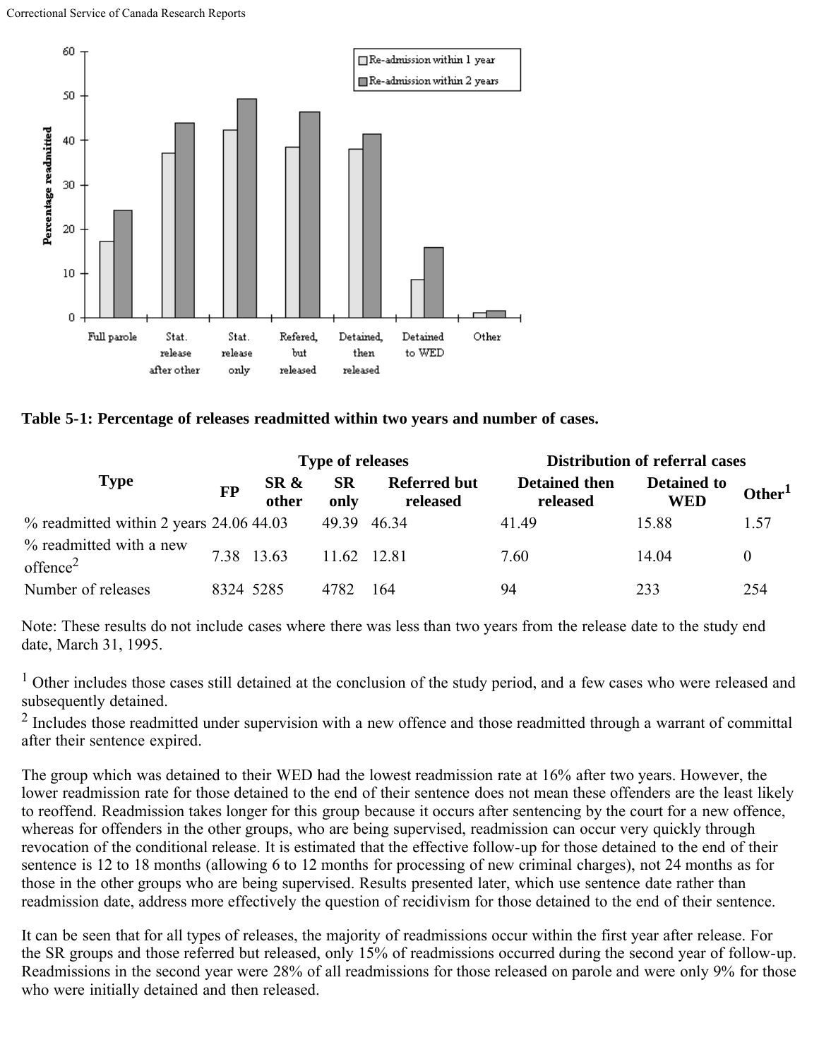**Table 5-1: Percentage of releases readmitted within two years and number of cases.**

| Type | Type of releases | | | | Distribution of referral cases | | |
|---|---|---|---|---|---|---|---|
| | FP | SR & other | SR only | Referred but released | Detained then released | Detained to WED | Other[1] |
| % readmitted within 2 years | 24.06 | 44.03 | 49.39 | 46.34 | 41.49 | 15.88 | 1.57 |
| % readmitted with a new offence[2] | 7.38 | 13.63 | 11.62 | 12.81 | 7.60 | 14.04 | 0 |
| Number of releases | 8324 | 5285 | 4782 | 164 | 94 | 233 | 254 |

Note: These results do not include cases where there was less than two years from the release date to the study end date, March 31, 1995.

[1] Other includes those cases still detained at the conclusion of the study period, and a few cases who were released and subsequently detained.

[2] Includes those readmitted under supervision with a new offence and those readmitted through a warrant of committal after their sentence expired.

The group which was detained to their WED had the lowest readmission rate at 16% after two years. However, the lower readmission rate for those detained to the end of their sentence does not mean these offenders are the least likely to reoffend. Readmission takes longer for this group because it occurs after sentencing by the court for a new offence, whereas for offenders in the other groups, who are being supervised, readmission can occur very quickly through revocation of the conditional release. It is estimated that the effective follow-up for those detained to the end of their sentence is 12 to 18 months (allowing 6 to 12 months for processing of new criminal charges), not 24 months as for those in the other groups who are being supervised. Results presented later, which use sentence date rather than readmission date, address more effectively the question of recidivism for those detained to the end of their sentence.

It can be seen that for all types of releases, the majority of readmissions occur within the first year after release. For the SR groups and those referred but released, only 15% of readmissions occurred during the second year of follow-up. Readmissions in the second year were 28% of all readmissions for those released on parole and were only 9% for those who were initially detained and then released.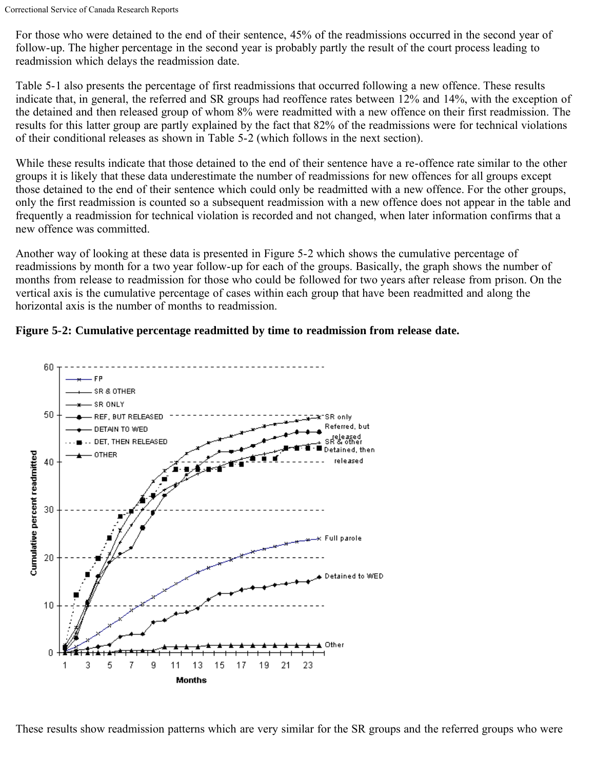For those who were detained to the end of their sentence, 45% of the readmissions occurred in the second year of follow-up. The higher percentage in the second year is probably partly the result of the court process leading to readmission which delays the readmission date.

Table 5-1 also presents the percentage of first readmissions that occurred following a new offence. These results indicate that, in general, the referred and SR groups had reoffence rates between 12% and 14%, with the exception of the detained and then released group of whom 8% were readmitted with a new offence on their first readmission. The results for this latter group are partly explained by the fact that 82% of the readmissions were for technical violations of their conditional releases as shown in Table 5-2 (which follows in the next section).

While these results indicate that those detained to the end of their sentence have a re-offence rate similar to the other groups it is likely that these data underestimate the number of readmissions for new offences for all groups except those detained to the end of their sentence which could only be readmitted with a new offence. For the other groups, only the first readmission is counted so a subsequent readmission with a new offence does not appear in the table and frequently a readmission for technical violation is recorded and not changed, when later information confirms that a new offence was committed.

Another way of looking at these data is presented in Figure 5-2 which shows the cumulative percentage of readmissions by month for a two year follow-up for each of the groups. Basically, the graph shows the number of months from release to readmission for those who could be followed for two years after release from prison. On the vertical axis is the cumulative percentage of cases within each group that have been readmitted and along the horizontal axis is the number of months to readmission.

**Figure 5-2: Cumulative percentage readmitted by time to readmission from release date.**

These results show readmission patterns which are very similar for the SR groups and the referred groups who were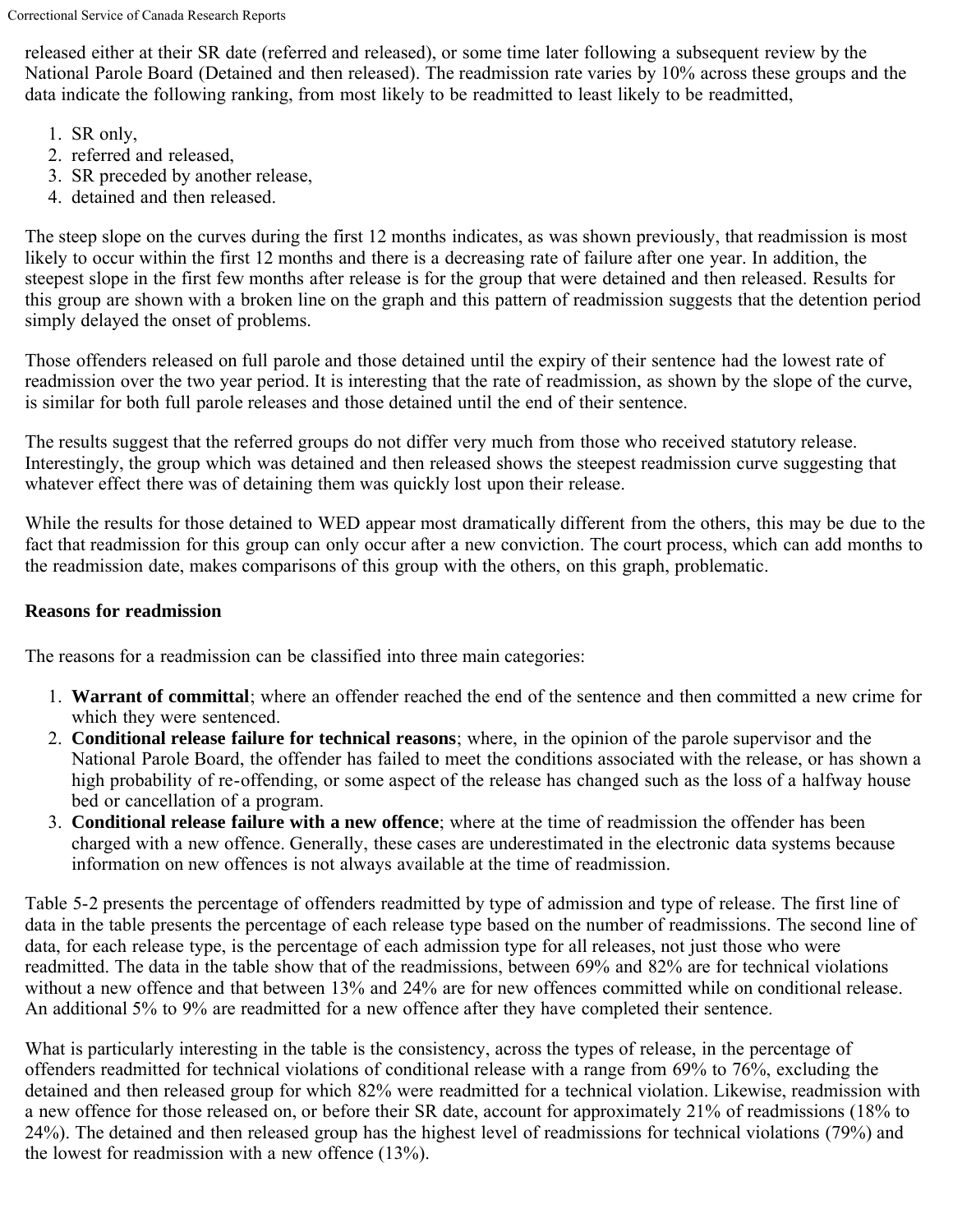released either at their SR date (referred and released), or some time later following a subsequent review by the National Parole Board (Detained and then released). The readmission rate varies by 10% across these groups and the data indicate the following ranking, from most likely to be readmitted to least likely to be readmitted,

1. SR only,
2. referred and released,
3. SR preceded by another release,
4. detained and then released.

The steep slope on the curves during the first 12 months indicates, as was shown previously, that readmission is most likely to occur within the first 12 months and there is a decreasing rate of failure after one year. In addition, the steepest slope in the first few months after release is for the group that were detained and then released. Results for this group are shown with a broken line on the graph and this pattern of readmission suggests that the detention period simply delayed the onset of problems.

Those offenders released on full parole and those detained until the expiry of their sentence had the lowest rate of readmission over the two year period. It is interesting that the rate of readmission, as shown by the slope of the curve, is similar for both full parole releases and those detained until the end of their sentence.

The results suggest that the referred groups do not differ very much from those who received statutory release. Interestingly, the group which was detained and then released shows the steepest readmission curve suggesting that whatever effect there was of detaining them was quickly lost upon their release.

While the results for those detained to WED appear most dramatically different from the others, this may be due to the fact that readmission for this group can only occur after a new conviction. The court process, which can add months to the readmission date, makes comparisons of this group with the others, on this graph, problematic.

### Reasons for readmission

The reasons for a readmission can be classified into three main categories:

1. **Warrant of committal**; where an offender reached the end of the sentence and then committed a new crime for which they were sentenced.
2. **Conditional release failure for technical reasons**; where, in the opinion of the parole supervisor and the National Parole Board, the offender has failed to meet the conditions associated with the release, or has shown a high probability of re-offending, or some aspect of the release has changed such as the loss of a halfway house bed or cancellation of a program.
3. **Conditional release failure with a new offence**; where at the time of readmission the offender has been charged with a new offence. Generally, these cases are underestimated in the electronic data systems because information on new offences is not always available at the time of readmission.

Table 5-2 presents the percentage of offenders readmitted by type of admission and type of release. The first line of data in the table presents the percentage of each release type based on the number of readmissions. The second line of data, for each release type, is the percentage of each admission type for all releases, not just those who were readmitted. The data in the table show that of the readmissions, between 69% and 82% are for technical violations without a new offence and that between 13% and 24% are for new offences committed while on conditional release. An additional 5% to 9% are readmitted for a new offence after they have completed their sentence.

What is particularly interesting in the table is the consistency, across the types of release, in the percentage of offenders readmitted for technical violations of conditional release with a range from 69% to 76%, excluding the detained and then released group for which 82% were readmitted for a technical violation. Likewise, readmission with a new offence for those released on, or before their SR date, account for approximately 21% of readmissions (18% to 24%). The detained and then released group has the highest level of readmissions for technical violations (79%) and the lowest for readmission with a new offence (13%).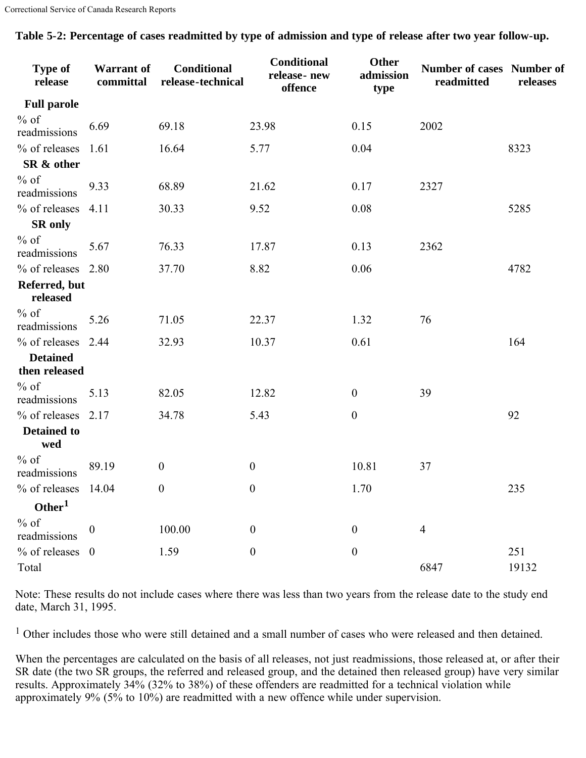**Table 5-2: Percentage of cases readmitted by type of admission and type of release after two year follow-up.**

| Type of release | Warrant of committal | Conditional release-technical | Conditional release- new offence | Other admission type | Number of cases readmitted | Number of releases |
|---|---|---|---|---|---|---|
| **Full parole** | | | | | | |
| % of readmissions | 6.69 | 69.18 | 23.98 | 0.15 | 2002 | |
| % of releases | 1.61 | 16.64 | 5.77 | 0.04 | | 8323 |
| **SR & other** | | | | | | |
| % of readmissions | 9.33 | 68.89 | 21.62 | 0.17 | 2327 | |
| % of releases | 4.11 | 30.33 | 9.52 | 0.08 | | 5285 |
| **SR only** | | | | | | |
| % of readmissions | 5.67 | 76.33 | 17.87 | 0.13 | 2362 | |
| % of releases | 2.80 | 37.70 | 8.82 | 0.06 | | 4782 |
| **Referred, but released** | | | | | | |
| % of readmissions | 5.26 | 71.05 | 22.37 | 1.32 | 76 | |
| % of releases | 2.44 | 32.93 | 10.37 | 0.61 | | 164 |
| **Detained then released** | | | | | | |
| % of readmissions | 5.13 | 82.05 | 12.82 | 0 | 39 | |
| % of releases | 2.17 | 34.78 | 5.43 | 0 | | 92 |
| **Detained to wed** | | | | | | |
| % of readmissions | 89.19 | 0 | 0 | 10.81 | 37 | |
| % of releases | 14.04 | 0 | 0 | 1.70 | | 235 |
| **Other**[1] | | | | | | |
| % of readmissions | 0 | 100.00 | 0 | 0 | 4 | |
| % of releases | 0 | 1.59 | 0 | 0 | | 251 |
| Total | | | | | 6847 | 19132 |

Note: These results do not include cases where there was less than two years from the release date to the study end date, March 31, 1995.

[1] Other includes those who were still detained and a small number of cases who were released and then detained.

When the percentages are calculated on the basis of all releases, not just readmissions, those released at, or after their SR date (the two SR groups, the referred and released group, and the detained then released group) have very similar results. Approximately 34% (32% to 38%) of these offenders are readmitted for a technical violation while approximately 9% (5% to 10%) are readmitted with a new offence while under supervision.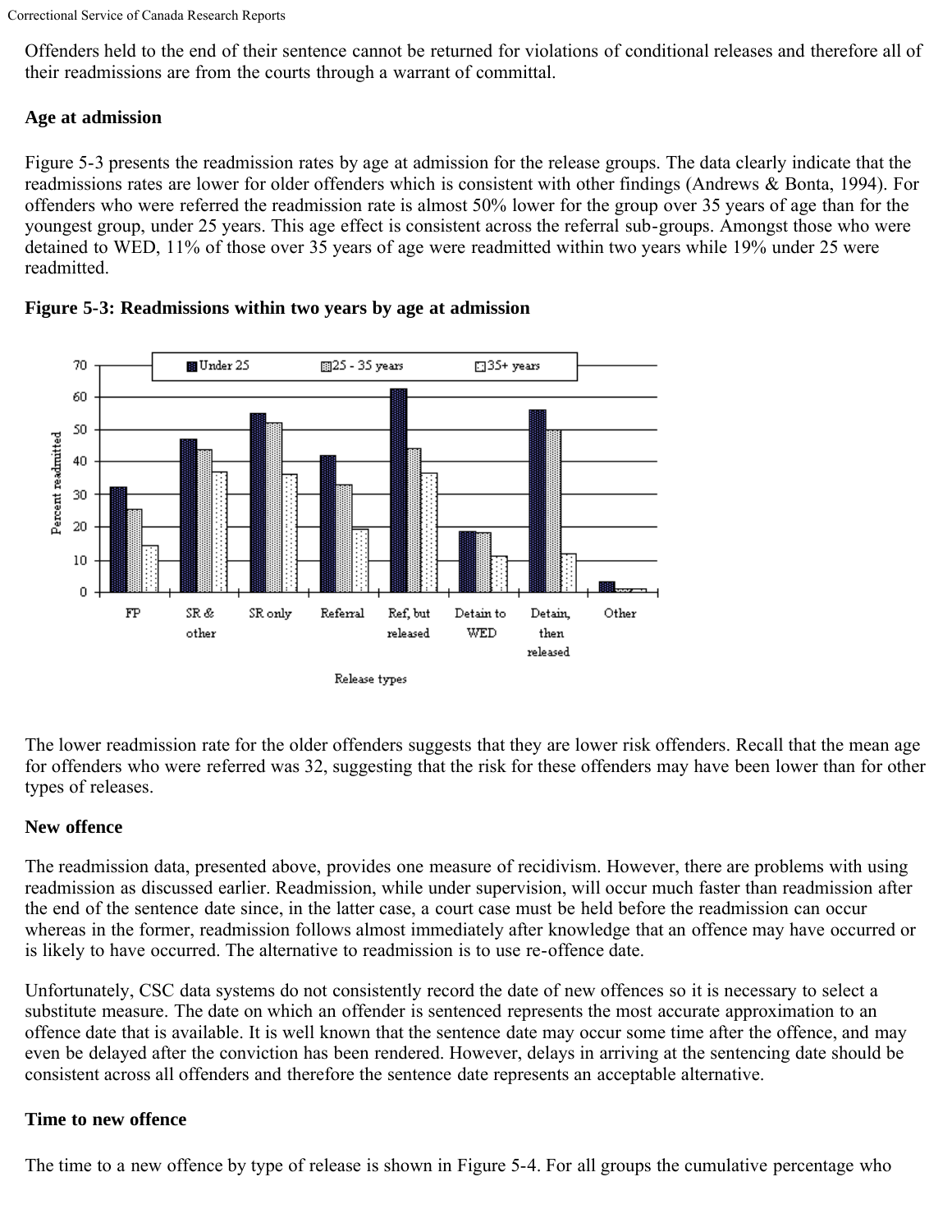Offenders held to the end of their sentence cannot be returned for violations of conditional releases and therefore all of their readmissions are from the courts through a warrant of committal.

**Age at admission**

Figure 5-3 presents the readmission rates by age at admission for the release groups. The data clearly indicate that the readmissions rates are lower for older offenders which is consistent with other findings (Andrews & Bonta, 1994). For offenders who were referred the readmission rate is almost 50% lower for the group over 35 years of age than for the youngest group, under 25 years. This age effect is consistent across the referral sub-groups. Amongst those who were detained to WED, 11% of those over 35 years of age were readmitted within two years while 19% under 25 were readmitted.

**Figure 5-3: Readmissions within two years by age at admission**

The lower readmission rate for the older offenders suggests that they are lower risk offenders. Recall that the mean age for offenders who were referred was 32, suggesting that the risk for these offenders may have been lower than for other types of releases.

**New offence**

The readmission data, presented above, provides one measure of recidivism. However, there are problems with using readmission as discussed earlier. Readmission, while under supervision, will occur much faster than readmission after the end of the sentence date since, in the latter case, a court case must be held before the readmission can occur whereas in the former, readmission follows almost immediately after knowledge that an offence may have occurred or is likely to have occurred. The alternative to readmission is to use re-offence date.

Unfortunately, CSC data systems do not consistently record the date of new offences so it is necessary to select a substitute measure. The date on which an offender is sentenced represents the most accurate approximation to an offence date that is available. It is well known that the sentence date may occur some time after the offence, and may even be delayed after the conviction has been rendered. However, delays in arriving at the sentencing date should be consistent across all offenders and therefore the sentence date represents an acceptable alternative.

**Time to new offence**

The time to a new offence by type of release is shown in Figure 5-4. For all groups the cumulative percentage who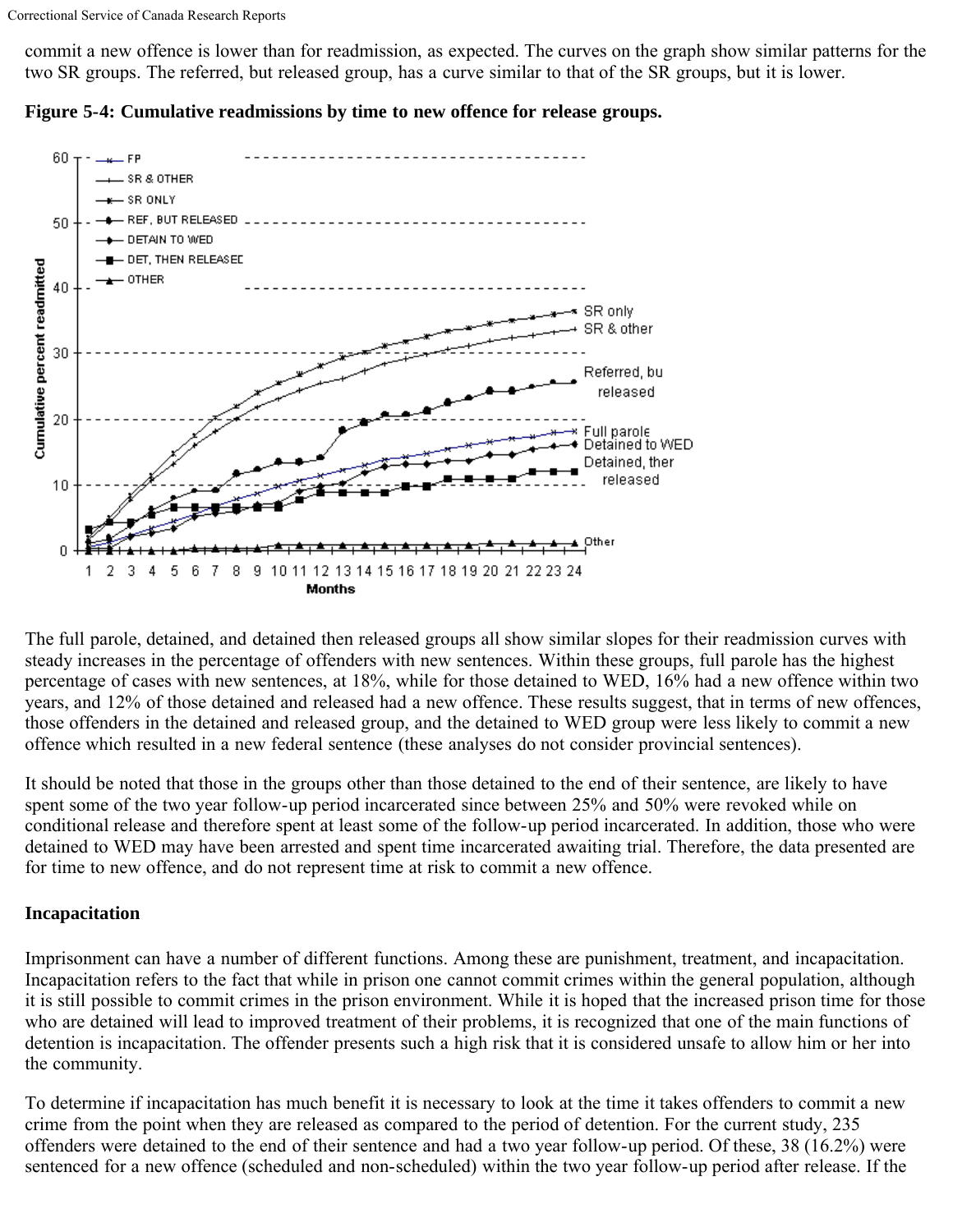commit a new offence is lower than for readmission, as expected. The curves on the graph show similar patterns for the two SR groups. The referred, but released group, has a curve similar to that of the SR groups, but it is lower.

**Figure 5-4: Cumulative readmissions by time to new offence for release groups.**

The full parole, detained, and detained then released groups all show similar slopes for their readmission curves with steady increases in the percentage of offenders with new sentences. Within these groups, full parole has the highest percentage of cases with new sentences, at 18%, while for those detained to WED, 16% had a new offence within two years, and 12% of those detained and released had a new offence. These results suggest, that in terms of new offences, those offenders in the detained and released group, and the detained to WED group were less likely to commit a new offence which resulted in a new federal sentence (these analyses do not consider provincial sentences).

It should be noted that those in the groups other than those detained to the end of their sentence, are likely to have spent some of the two year follow-up period incarcerated since between 25% and 50% were revoked while on conditional release and therefore spent at least some of the follow-up period incarcerated. In addition, those who were detained to WED may have been arrested and spent time incarcerated awaiting trial. Therefore, the data presented are for time to new offence, and do not represent time at risk to commit a new offence.

### Incapacitation

Imprisonment can have a number of different functions. Among these are punishment, treatment, and incapacitation. Incapacitation refers to the fact that while in prison one cannot commit crimes within the general population, although it is still possible to commit crimes in the prison environment. While it is hoped that the increased prison time for those who are detained will lead to improved treatment of their problems, it is recognized that one of the main functions of detention is incapacitation. The offender presents such a high risk that it is considered unsafe to allow him or her into the community.

To determine if incapacitation has much benefit it is necessary to look at the time it takes offenders to commit a new crime from the point when they are released as compared to the period of detention. For the current study, 235 offenders were detained to the end of their sentence and had a two year follow-up period. Of these, 38 (16.2%) were sentenced for a new offence (scheduled and non-scheduled) within the two year follow-up period after release. If the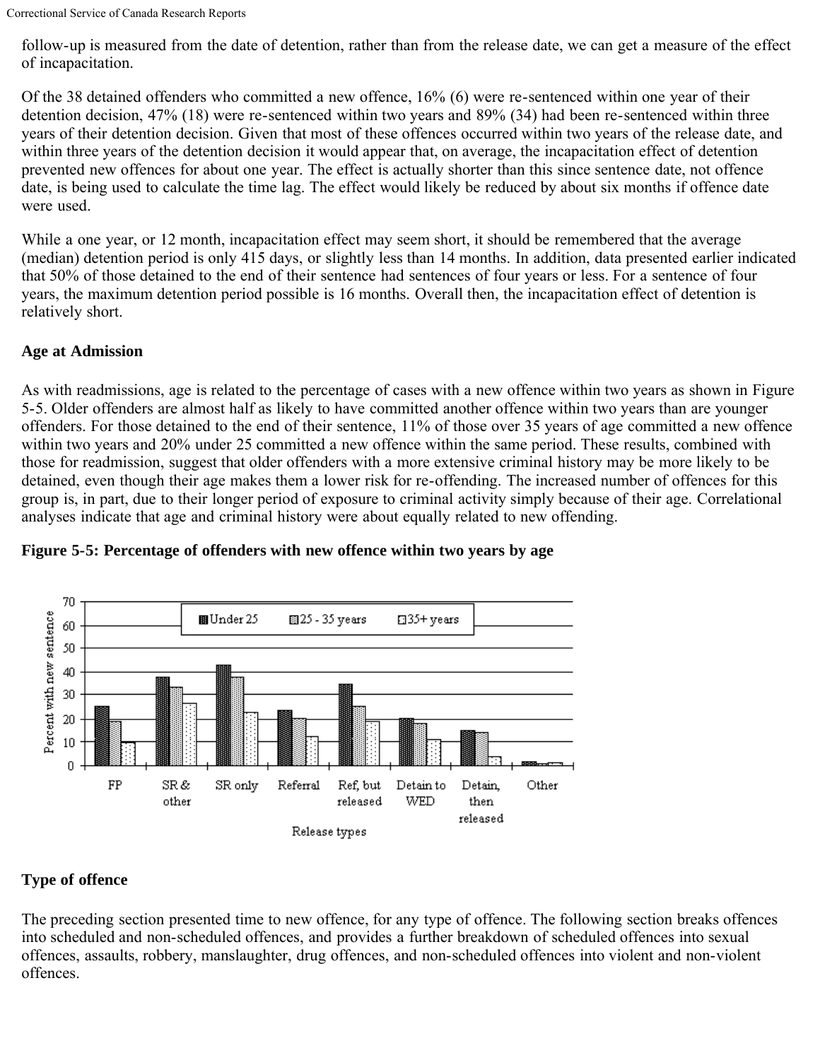follow-up is measured from the date of detention, rather than from the release date, we can get a measure of the effect of incapacitation.

Of the 38 detained offenders who committed a new offence, 16% (6) were re-sentenced within one year of their detention decision, 47% (18) were re-sentenced within two years and 89% (34) had been re-sentenced within three years of their detention decision. Given that most of these offences occurred within two years of the release date, and within three years of the detention decision it would appear that, on average, the incapacitation effect of detention prevented new offences for about one year. The effect is actually shorter than this since sentence date, not offence date, is being used to calculate the time lag. The effect would likely be reduced by about six months if offence date were used.

While a one year, or 12 month, incapacitation effect may seem short, it should be remembered that the average (median) detention period is only 415 days, or slightly less than 14 months. In addition, data presented earlier indicated that 50% of those detained to the end of their sentence had sentences of four years or less. For a sentence of four years, the maximum detention period possible is 16 months. Overall then, the incapacitation effect of detention is relatively short.

### Age at Admission

As with readmissions, age is related to the percentage of cases with a new offence within two years as shown in Figure 5-5. Older offenders are almost half as likely to have committed another offence within two years than are younger offenders. For those detained to the end of their sentence, 11% of those over 35 years of age committed a new offence within two years and 20% under 25 committed a new offence within the same period. These results, combined with those for readmission, suggest that older offenders with a more extensive criminal history may be more likely to be detained, even though their age makes them a lower risk for re-offending. The increased number of offences for this group is, in part, due to their longer period of exposure to criminal activity simply because of their age. Correlational analyses indicate that age and criminal history were about equally related to new offending.

**Figure 5-5: Percentage of offenders with new offence within two years by age**

### Type of offence

The preceding section presented time to new offence, for any type of offence. The following section breaks offences into scheduled and non-scheduled offences, and provides a further breakdown of scheduled offences into sexual offences, assaults, robbery, manslaughter, drug offences, and non-scheduled offences into violent and non-violent offences.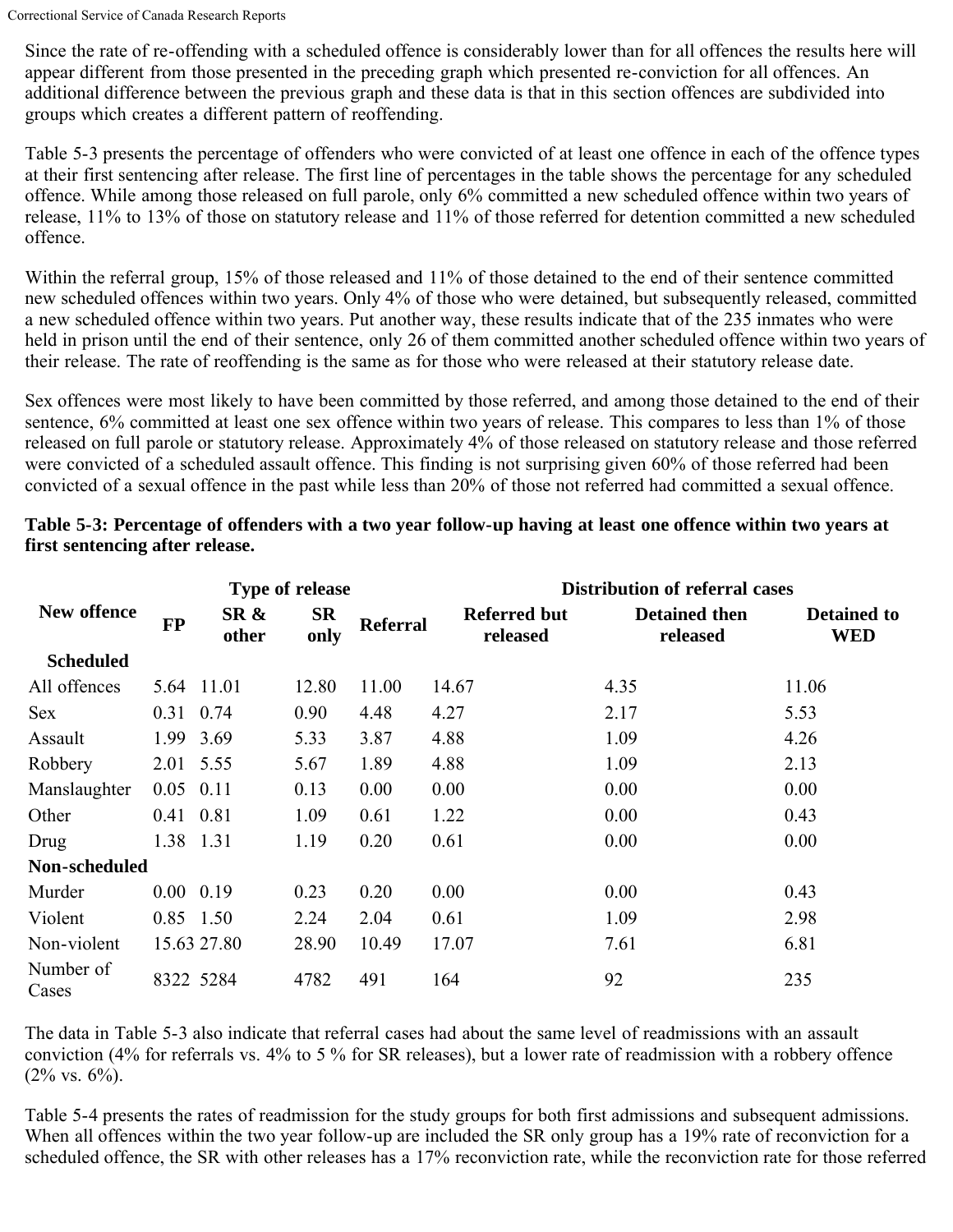Since the rate of re-offending with a scheduled offence is considerably lower than for all offences the results here will appear different from those presented in the preceding graph which presented re-conviction for all offences. An additional difference between the previous graph and these data is that in this section offences are subdivided into groups which creates a different pattern of reoffending.

Table 5-3 presents the percentage of offenders who were convicted of at least one offence in each of the offence types at their first sentencing after release. The first line of percentages in the table shows the percentage for any scheduled offence. While among those released on full parole, only 6% committed a new scheduled offence within two years of release, 11% to 13% of those on statutory release and 11% of those referred for detention committed a new scheduled offence.

Within the referral group, 15% of those released and 11% of those detained to the end of their sentence committed new scheduled offences within two years. Only 4% of those who were detained, but subsequently released, committed a new scheduled offence within two years. Put another way, these results indicate that of the 235 inmates who were held in prison until the end of their sentence, only 26 of them committed another scheduled offence within two years of their release. The rate of reoffending is the same as for those who were released at their statutory release date.

Sex offences were most likely to have been committed by those referred, and among those detained to the end of their sentence, 6% committed at least one sex offence within two years of release. This compares to less than 1% of those released on full parole or statutory release. Approximately 4% of those released on statutory release and those referred were convicted of a scheduled assault offence. This finding is not surprising given 60% of those referred had been convicted of a sexual offence in the past while less than 20% of those not referred had committed a sexual offence.

**Table 5-3: Percentage of offenders with a two year follow-up having at least one offence within two years at first sentencing after release.**

| New offence | Type of release | | | | Distribution of referral cases | | |
|---|---|---|---|---|---|---|---|
| | FP | SR & other | SR only | Referral | Referred but released | Detained then released | Detained to WED |
| **Scheduled** | | | | | | | |
| All offences | 5.64 | 11.01 | 12.80 | 11.00 | 14.67 | 4.35 | 11.06 |
| Sex | 0.31 | 0.74 | 0.90 | 4.48 | 4.27 | 2.17 | 5.53 |
| Assault | 1.99 | 3.69 | 5.33 | 3.87 | 4.88 | 1.09 | 4.26 |
| Robbery | 2.01 | 5.55 | 5.67 | 1.89 | 4.88 | 1.09 | 2.13 |
| Manslaughter | 0.05 | 0.11 | 0.13 | 0.00 | 0.00 | 0.00 | 0.00 |
| Other | 0.41 | 0.81 | 1.09 | 0.61 | 1.22 | 0.00 | 0.43 |
| Drug | 1.38 | 1.31 | 1.19 | 0.20 | 0.61 | 0.00 | 0.00 |
| **Non-scheduled** | | | | | | | |
| Murder | 0.00 | 0.19 | 0.23 | 0.20 | 0.00 | 0.00 | 0.43 |
| Violent | 0.85 | 1.50 | 2.24 | 2.04 | 0.61 | 1.09 | 2.98 |
| Non-violent | 15.63 | 27.80 | 28.90 | 10.49 | 17.07 | 7.61 | 6.81 |
| Number of Cases | 8322 | 5284 | 4782 | 491 | 164 | 92 | 235 |

The data in Table 5-3 also indicate that referral cases had about the same level of readmissions with an assault conviction (4% for referrals vs. 4% to 5 % for SR releases), but a lower rate of readmission with a robbery offence (2% vs. 6%).

Table 5-4 presents the rates of readmission for the study groups for both first admissions and subsequent admissions. When all offences within the two year follow-up are included the SR only group has a 19% rate of reconviction for a scheduled offence, the SR with other releases has a 17% reconviction rate, while the reconviction rate for those referred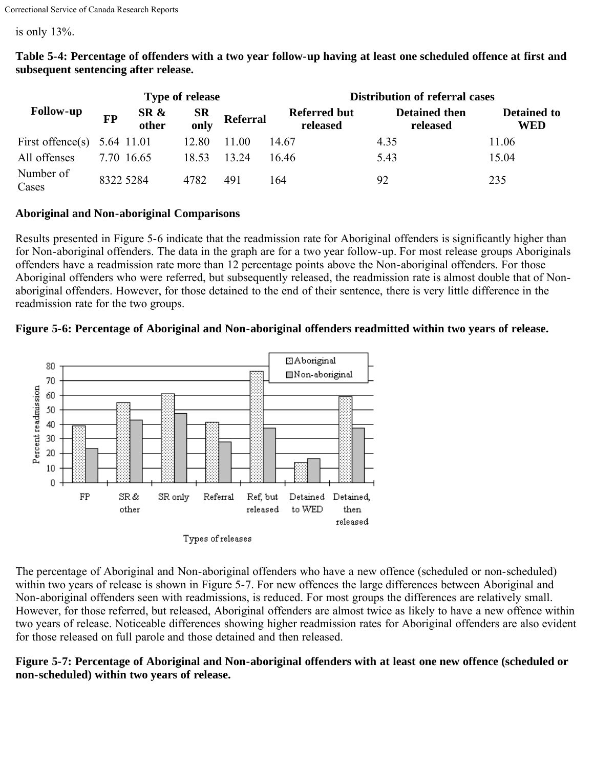is only 13%.

**Table 5-4: Percentage of offenders with a two year follow-up having at least one scheduled offence at first and subsequent sentencing after release.**

| Follow-up | Type of release | | | | Distribution of referral cases | | |
|---|---|---|---|---|---|---|---|
| | FP | SR & other | SR only | Referral | Referred but released | Detained then released | Detained to WED |
| First offence(s) | 5.64 | 11.01 | 12.80 | 11.00 | 14.67 | 4.35 | 11.06 |
| All offenses | 7.70 | 16.65 | 18.53 | 13.24 | 16.46 | 5.43 | 15.04 |
| Number of Cases | 8322 | 5284 | 4782 | 491 | 164 | 92 | 235 |

**Aboriginal and Non-aboriginal Comparisons**

Results presented in Figure 5-6 indicate that the readmission rate for Aboriginal offenders is significantly higher than for Non-aboriginal offenders. The data in the graph are for a two year follow-up. For most release groups Aboriginals offenders have a readmission rate more than 12 percentage points above the Non-aboriginal offenders. For those Aboriginal offenders who were referred, but subsequently released, the readmission rate is almost double that of Non-aboriginal offenders. However, for those detained to the end of their sentence, there is very little difference in the readmission rate for the two groups.

**Figure 5-6: Percentage of Aboriginal and Non-aboriginal offenders readmitted within two years of release.**

The percentage of Aboriginal and Non-aboriginal offenders who have a new offence (scheduled or non-scheduled) within two years of release is shown in Figure 5-7. For new offences the large differences between Aboriginal and Non-aboriginal offenders seen with readmissions, is reduced. For most groups the differences are relatively small. However, for those referred, but released, Aboriginal offenders are almost twice as likely to have a new offence within two years of release. Noticeable differences showing higher readmission rates for Aboriginal offenders are also evident for those released on full parole and those detained and then released.

**Figure 5-7: Percentage of Aboriginal and Non-aboriginal offenders with at least one new offence (scheduled or non-scheduled) within two years of release.**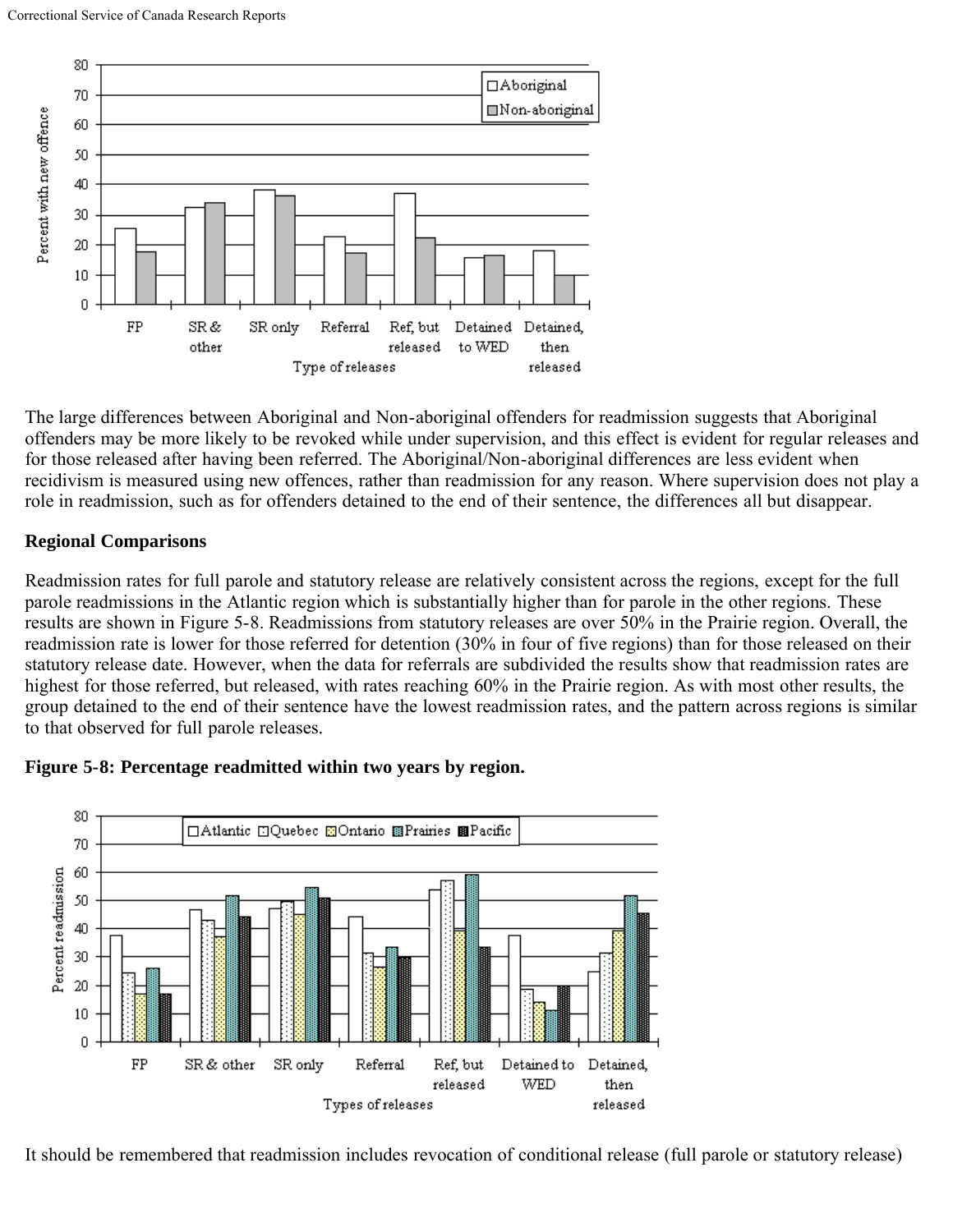The large differences between Aboriginal and Non-aboriginal offenders for readmission suggests that Aboriginal offenders may be more likely to be revoked while under supervision, and this effect is evident for regular releases and for those released after having been referred. The Aboriginal/Non-aboriginal differences are less evident when recidivism is measured using new offences, rather than readmission for any reason. Where supervision does not play a role in readmission, such as for offenders detained to the end of their sentence, the differences all but disappear.

**Regional Comparisons**

Readmission rates for full parole and statutory release are relatively consistent across the regions, except for the full parole readmissions in the Atlantic region which is substantially higher than for parole in the other regions. These results are shown in Figure 5-8. Readmissions from statutory releases are over 50% in the Prairie region. Overall, the readmission rate is lower for those referred for detention (30% in four of five regions) than for those released on their statutory release date. However, when the data for referrals are subdivided the results show that readmission rates are highest for those referred, but released, with rates reaching 60% in the Prairie region. As with most other results, the group detained to the end of their sentence have the lowest readmission rates, and the pattern across regions is similar to that observed for full parole releases.

**Figure 5-8: Percentage readmitted within two years by region.**

It should be remembered that readmission includes revocation of conditional release (full parole or statutory release)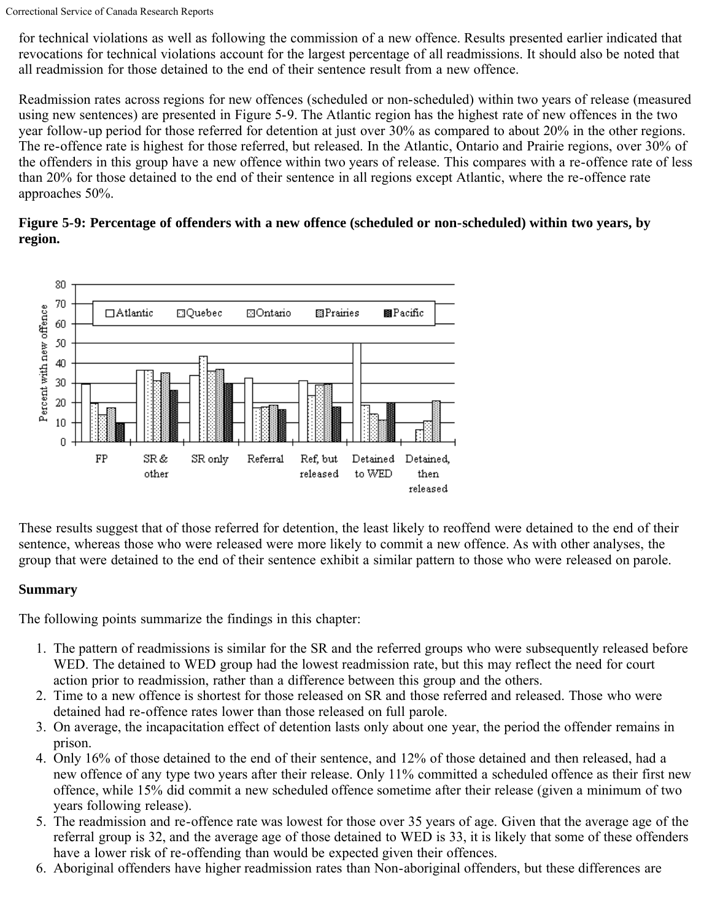for technical violations as well as following the commission of a new offence. Results presented earlier indicated that revocations for technical violations account for the largest percentage of all readmissions. It should also be noted that all readmission for those detained to the end of their sentence result from a new offence.

Readmission rates across regions for new offences (scheduled or non-scheduled) within two years of release (measured using new sentences) are presented in Figure 5-9. The Atlantic region has the highest rate of new offences in the two year follow-up period for those referred for detention at just over 30% as compared to about 20% in the other regions. The re-offence rate is highest for those referred, but released. In the Atlantic, Ontario and Prairie regions, over 30% of the offenders in this group have a new offence within two years of release. This compares with a re-offence rate of less than 20% for those detained to the end of their sentence in all regions except Atlantic, where the re-offence rate approaches 50%.

**Figure 5-9: Percentage of offenders with a new offence (scheduled or non-scheduled) within two years, by region.**

These results suggest that of those referred for detention, the least likely to reoffend were detained to the end of their sentence, whereas those who were released were more likely to commit a new offence. As with other analyses, the group that were detained to the end of their sentence exhibit a similar pattern to those who were released on parole.

**Summary**

The following points summarize the findings in this chapter:

1. The pattern of readmissions is similar for the SR and the referred groups who were subsequently released before WED. The detained to WED group had the lowest readmission rate, but this may reflect the need for court action prior to readmission, rather than a difference between this group and the others.
2. Time to a new offence is shortest for those released on SR and those referred and released. Those who were detained had re-offence rates lower than those released on full parole.
3. On average, the incapacitation effect of detention lasts only about one year, the period the offender remains in prison.
4. Only 16% of those detained to the end of their sentence, and 12% of those detained and then released, had a new offence of any type two years after their release. Only 11% committed a scheduled offence as their first new offence, while 15% did commit a new scheduled offence sometime after their release (given a minimum of two years following release).
5. The readmission and re-offence rate was lowest for those over 35 years of age. Given that the average age of the referral group is 32, and the average age of those detained to WED is 33, it is likely that some of these offenders have a lower risk of re-offending than would be expected given their offences.
6. Aboriginal offenders have higher readmission rates than Non-aboriginal offenders, but these differences are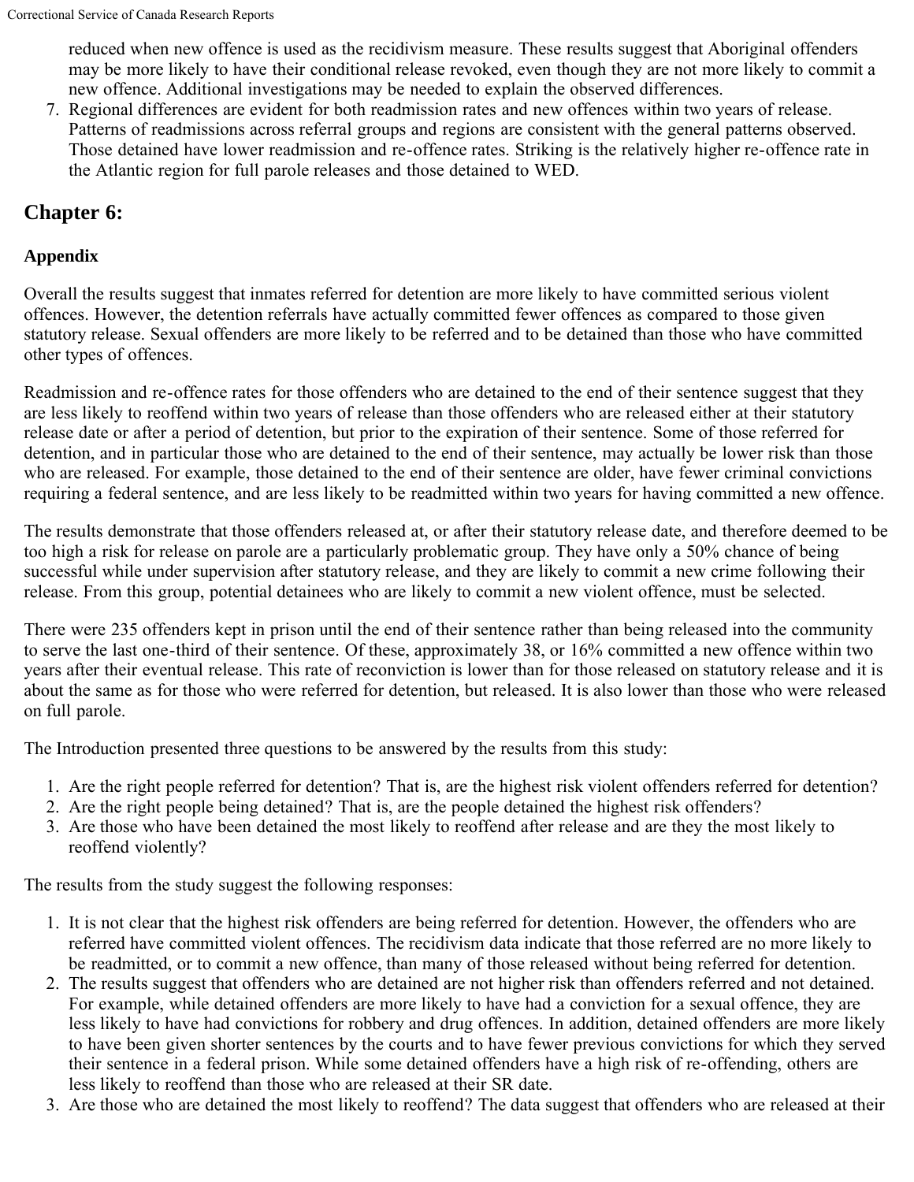reduced when new offence is used as the recidivism measure. These results suggest that Aboriginal offenders may be more likely to have their conditional release revoked, even though they are not more likely to commit a new offence. Additional investigations may be needed to explain the observed differences.

7. Regional differences are evident for both readmission rates and new offences within two years of release. Patterns of readmissions across referral groups and regions are consistent with the general patterns observed. Those detained have lower readmission and re-offence rates. Striking is the relatively higher re-offence rate in the Atlantic region for full parole releases and those detained to WED.

## Chapter 6:

### Appendix

Overall the results suggest that inmates referred for detention are more likely to have committed serious violent offences. However, the detention referrals have actually committed fewer offences as compared to those given statutory release. Sexual offenders are more likely to be referred and to be detained than those who have committed other types of offences.

Readmission and re-offence rates for those offenders who are detained to the end of their sentence suggest that they are less likely to reoffend within two years of release than those offenders who are released either at their statutory release date or after a period of detention, but prior to the expiration of their sentence. Some of those referred for detention, and in particular those who are detained to the end of their sentence, may actually be lower risk than those who are released. For example, those detained to the end of their sentence are older, have fewer criminal convictions requiring a federal sentence, and are less likely to be readmitted within two years for having committed a new offence.

The results demonstrate that those offenders released at, or after their statutory release date, and therefore deemed to be too high a risk for release on parole are a particularly problematic group. They have only a 50% chance of being successful while under supervision after statutory release, and they are likely to commit a new crime following their release. From this group, potential detainees who are likely to commit a new violent offence, must be selected.

There were 235 offenders kept in prison until the end of their sentence rather than being released into the community to serve the last one-third of their sentence. Of these, approximately 38, or 16% committed a new offence within two years after their eventual release. This rate of reconviction is lower than for those released on statutory release and it is about the same as for those who were referred for detention, but released. It is also lower than those who were released on full parole.

The Introduction presented three questions to be answered by the results from this study:

1. Are the right people referred for detention? That is, are the highest risk violent offenders referred for detention?
2. Are the right people being detained? That is, are the people detained the highest risk offenders?
3. Are those who have been detained the most likely to reoffend after release and are they the most likely to reoffend violently?

The results from the study suggest the following responses:

1. It is not clear that the highest risk offenders are being referred for detention. However, the offenders who are referred have committed violent offences. The recidivism data indicate that those referred are no more likely to be readmitted, or to commit a new offence, than many of those released without being referred for detention.
2. The results suggest that offenders who are detained are not higher risk than offenders referred and not detained. For example, while detained offenders are more likely to have had a conviction for a sexual offence, they are less likely to have had convictions for robbery and drug offences. In addition, detained offenders are more likely to have been given shorter sentences by the courts and to have fewer previous convictions for which they served their sentence in a federal prison. While some detained offenders have a high risk of re-offending, others are less likely to reoffend than those who are released at their SR date.
3. Are those who are detained the most likely to reoffend? The data suggest that offenders who are released at their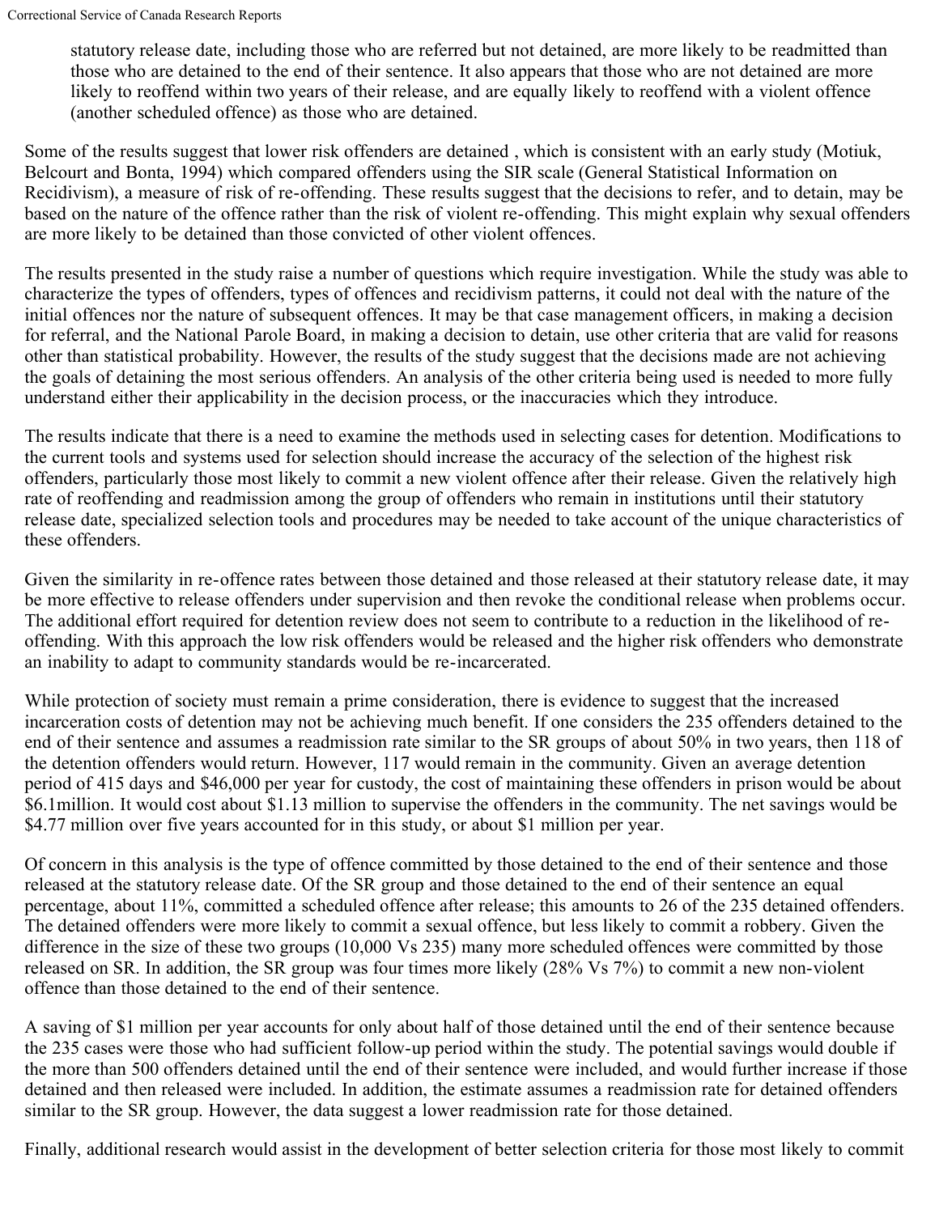statutory release date, including those who are referred but not detained, are more likely to be readmitted than those who are detained to the end of their sentence. It also appears that those who are not detained are more likely to reoffend within two years of their release, and are equally likely to reoffend with a violent offence (another scheduled offence) as those who are detained.

Some of the results suggest that lower risk offenders are detained , which is consistent with an early study (Motiuk, Belcourt and Bonta, 1994) which compared offenders using the SIR scale (General Statistical Information on Recidivism), a measure of risk of re-offending. These results suggest that the decisions to refer, and to detain, may be based on the nature of the offence rather than the risk of violent re-offending. This might explain why sexual offenders are more likely to be detained than those convicted of other violent offences.

The results presented in the study raise a number of questions which require investigation. While the study was able to characterize the types of offenders, types of offences and recidivism patterns, it could not deal with the nature of the initial offences nor the nature of subsequent offences. It may be that case management officers, in making a decision for referral, and the National Parole Board, in making a decision to detain, use other criteria that are valid for reasons other than statistical probability. However, the results of the study suggest that the decisions made are not achieving the goals of detaining the most serious offenders. An analysis of the other criteria being used is needed to more fully understand either their applicability in the decision process, or the inaccuracies which they introduce.

The results indicate that there is a need to examine the methods used in selecting cases for detention. Modifications to the current tools and systems used for selection should increase the accuracy of the selection of the highest risk offenders, particularly those most likely to commit a new violent offence after their release. Given the relatively high rate of reoffending and readmission among the group of offenders who remain in institutions until their statutory release date, specialized selection tools and procedures may be needed to take account of the unique characteristics of these offenders.

Given the similarity in re-offence rates between those detained and those released at their statutory release date, it may be more effective to release offenders under supervision and then revoke the conditional release when problems occur. The additional effort required for detention review does not seem to contribute to a reduction in the likelihood of re-offending. With this approach the low risk offenders would be released and the higher risk offenders who demonstrate an inability to adapt to community standards would be re-incarcerated.

While protection of society must remain a prime consideration, there is evidence to suggest that the increased incarceration costs of detention may not be achieving much benefit. If one considers the 235 offenders detained to the end of their sentence and assumes a readmission rate similar to the SR groups of about 50% in two years, then 118 of the detention offenders would return. However, 117 would remain in the community. Given an average detention period of 415 days and $46,000 per year for custody, the cost of maintaining these offenders in prison would be about $6.1million. It would cost about $1.13 million to supervise the offenders in the community. The net savings would be $4.77 million over five years accounted for in this study, or about $1 million per year.

Of concern in this analysis is the type of offence committed by those detained to the end of their sentence and those released at the statutory release date. Of the SR group and those detained to the end of their sentence an equal percentage, about 11%, committed a scheduled offence after release; this amounts to 26 of the 235 detained offenders. The detained offenders were more likely to commit a sexual offence, but less likely to commit a robbery. Given the difference in the size of these two groups (10,000 Vs 235) many more scheduled offences were committed by those released on SR. In addition, the SR group was four times more likely (28% Vs 7%) to commit a new non-violent offence than those detained to the end of their sentence.

A saving of $1 million per year accounts for only about half of those detained until the end of their sentence because the 235 cases were those who had sufficient follow-up period within the study. The potential savings would double if the more than 500 offenders detained until the end of their sentence were included, and would further increase if those detained and then released were included. In addition, the estimate assumes a readmission rate for detained offenders similar to the SR group. However, the data suggest a lower readmission rate for those detained.

Finally, additional research would assist in the development of better selection criteria for those most likely to commit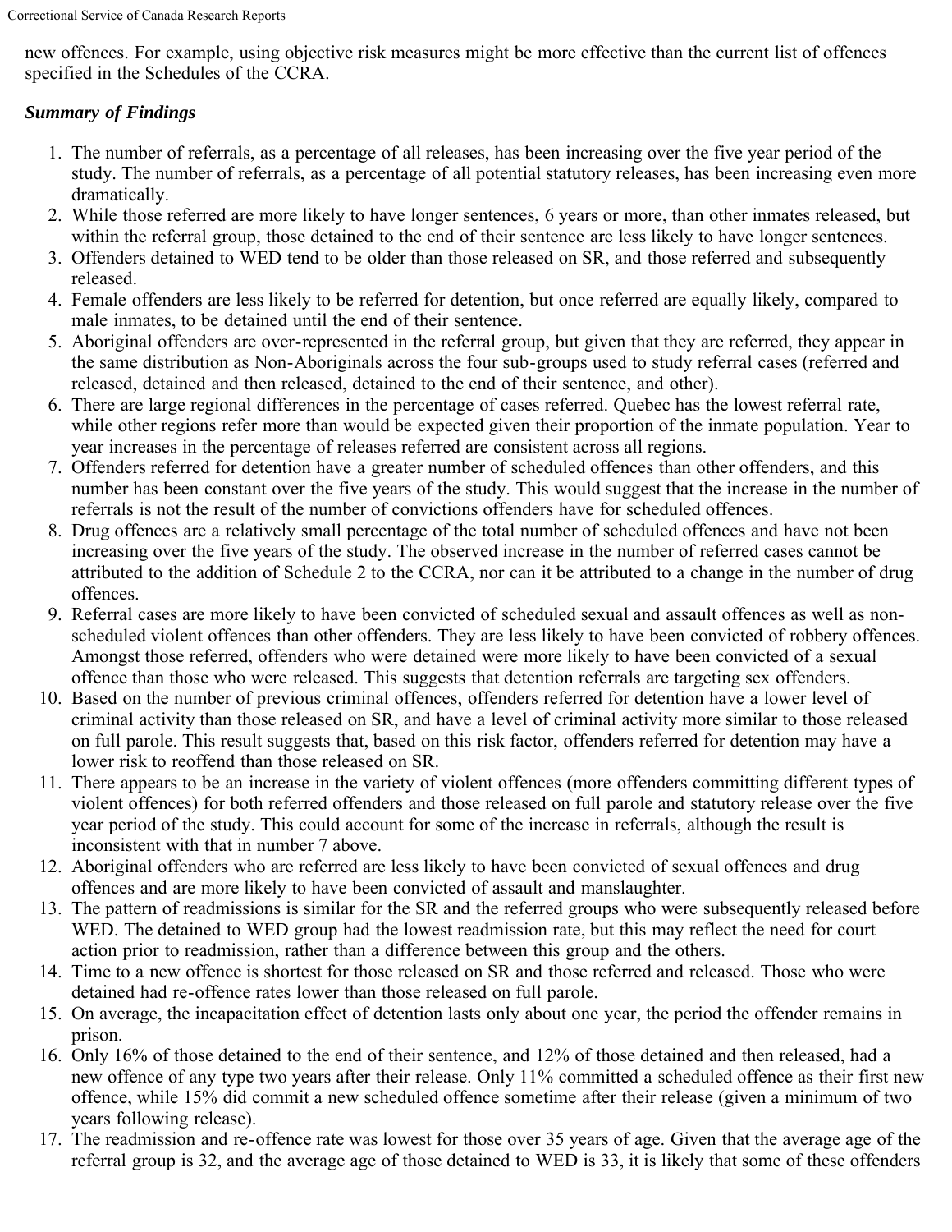new offences. For example, using objective risk measures might be more effective than the current list of offences specified in the Schedules of the CCRA.

***Summary of Findings***

1. The number of referrals, as a percentage of all releases, has been increasing over the five year period of the study. The number of referrals, as a percentage of all potential statutory releases, has been increasing even more dramatically.
2. While those referred are more likely to have longer sentences, 6 years or more, than other inmates released, but within the referral group, those detained to the end of their sentence are less likely to have longer sentences.
3. Offenders detained to WED tend to be older than those released on SR, and those referred and subsequently released.
4. Female offenders are less likely to be referred for detention, but once referred are equally likely, compared to male inmates, to be detained until the end of their sentence.
5. Aboriginal offenders are over-represented in the referral group, but given that they are referred, they appear in the same distribution as Non-Aboriginals across the four sub-groups used to study referral cases (referred and released, detained and then released, detained to the end of their sentence, and other).
6. There are large regional differences in the percentage of cases referred. Quebec has the lowest referral rate, while other regions refer more than would be expected given their proportion of the inmate population. Year to year increases in the percentage of releases referred are consistent across all regions.
7. Offenders referred for detention have a greater number of scheduled offences than other offenders, and this number has been constant over the five years of the study. This would suggest that the increase in the number of referrals is not the result of the number of convictions offenders have for scheduled offences.
8. Drug offences are a relatively small percentage of the total number of scheduled offences and have not been increasing over the five years of the study. The observed increase in the number of referred cases cannot be attributed to the addition of Schedule 2 to the CCRA, nor can it be attributed to a change in the number of drug offences.
9. Referral cases are more likely to have been convicted of scheduled sexual and assault offences as well as non-scheduled violent offences than other offenders. They are less likely to have been convicted of robbery offences. Amongst those referred, offenders who were detained were more likely to have been convicted of a sexual offence than those who were released. This suggests that detention referrals are targeting sex offenders.
10. Based on the number of previous criminal offences, offenders referred for detention have a lower level of criminal activity than those released on SR, and have a level of criminal activity more similar to those released on full parole. This result suggests that, based on this risk factor, offenders referred for detention may have a lower risk to reoffend than those released on SR.
11. There appears to be an increase in the variety of violent offences (more offenders committing different types of violent offences) for both referred offenders and those released on full parole and statutory release over the five year period of the study. This could account for some of the increase in referrals, although the result is inconsistent with that in number 7 above.
12. Aboriginal offenders who are referred are less likely to have been convicted of sexual offences and drug offences and are more likely to have been convicted of assault and manslaughter.
13. The pattern of readmissions is similar for the SR and the referred groups who were subsequently released before WED. The detained to WED group had the lowest readmission rate, but this may reflect the need for court action prior to readmission, rather than a difference between this group and the others.
14. Time to a new offence is shortest for those released on SR and those referred and released. Those who were detained had re-offence rates lower than those released on full parole.
15. On average, the incapacitation effect of detention lasts only about one year, the period the offender remains in prison.
16. Only 16% of those detained to the end of their sentence, and 12% of those detained and then released, had a new offence of any type two years after their release. Only 11% committed a scheduled offence as their first new offence, while 15% did commit a new scheduled offence sometime after their release (given a minimum of two years following release).
17. The readmission and re-offence rate was lowest for those over 35 years of age. Given that the average age of the referral group is 32, and the average age of those detained to WED is 33, it is likely that some of these offenders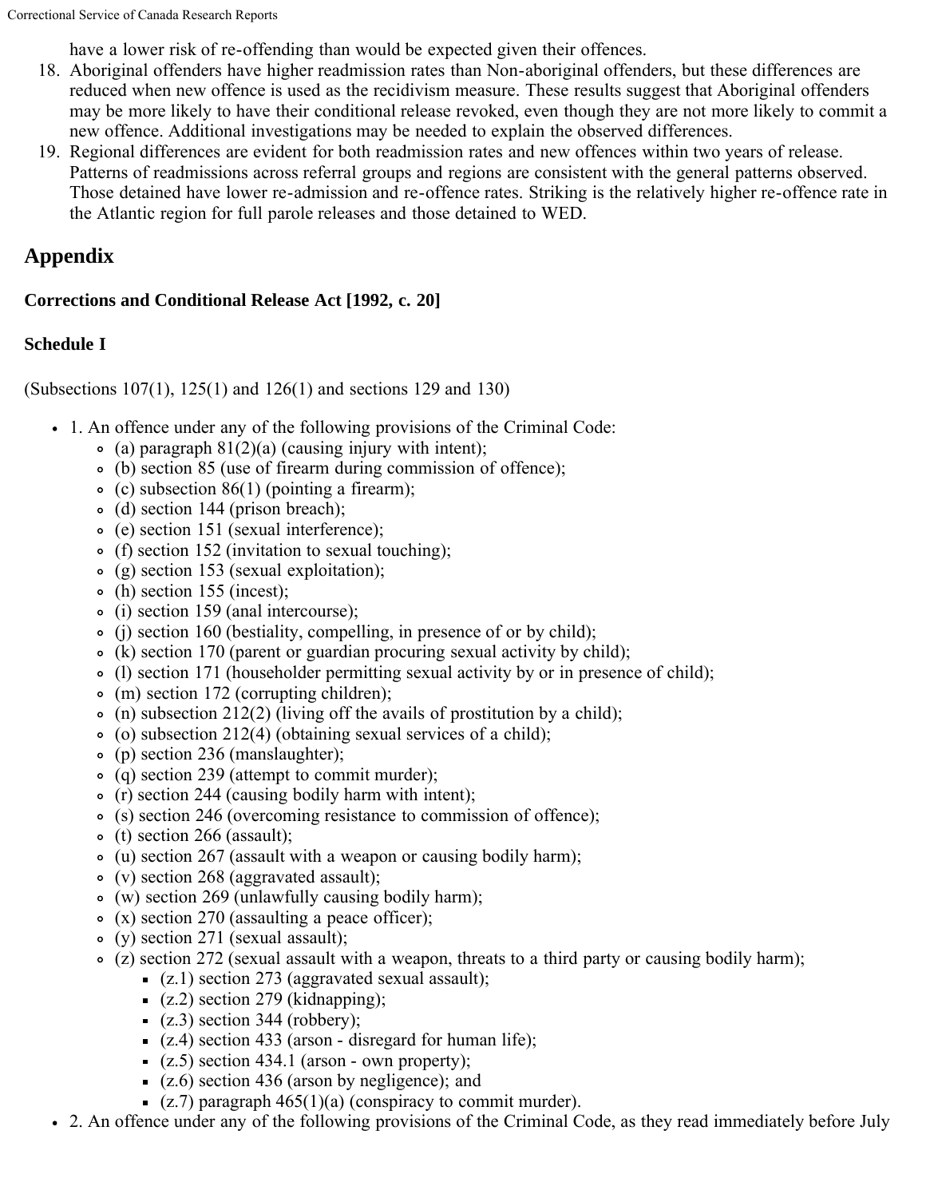have a lower risk of re-offending than would be expected given their offences.

18. Aboriginal offenders have higher readmission rates than Non-aboriginal offenders, but these differences are reduced when new offence is used as the recidivism measure. These results suggest that Aboriginal offenders may be more likely to have their conditional release revoked, even though they are not more likely to commit a new offence. Additional investigations may be needed to explain the observed differences.
19. Regional differences are evident for both readmission rates and new offences within two years of release. Patterns of readmissions across referral groups and regions are consistent with the general patterns observed. Those detained have lower re-admission and re-offence rates. Striking is the relatively higher re-offence rate in the Atlantic region for full parole releases and those detained to WED.

## Appendix

**Corrections and Conditional Release Act [1992, c. 20]**

**Schedule I**

(Subsections 107(1), 125(1) and 126(1) and sections 129 and 130)

- 1. An offence under any of the following provisions of the Criminal Code:
  - (a) paragraph 81(2)(a) (causing injury with intent);
  - (b) section 85 (use of firearm during commission of offence);
  - (c) subsection 86(1) (pointing a firearm);
  - (d) section 144 (prison breach);
  - (e) section 151 (sexual interference);
  - (f) section 152 (invitation to sexual touching);
  - (g) section 153 (sexual exploitation);
  - (h) section 155 (incest);
  - (i) section 159 (anal intercourse);
  - (j) section 160 (bestiality, compelling, in presence of or by child);
  - (k) section 170 (parent or guardian procuring sexual activity by child);
  - (l) section 171 (householder permitting sexual activity by or in presence of child);
  - (m) section 172 (corrupting children);
  - (n) subsection 212(2) (living off the avails of prostitution by a child);
  - (o) subsection 212(4) (obtaining sexual services of a child);
  - (p) section 236 (manslaughter);
  - (q) section 239 (attempt to commit murder);
  - (r) section 244 (causing bodily harm with intent);
  - (s) section 246 (overcoming resistance to commission of offence);
  - (t) section 266 (assault);
  - (u) section 267 (assault with a weapon or causing bodily harm);
  - (v) section 268 (aggravated assault);
  - (w) section 269 (unlawfully causing bodily harm);
  - (x) section 270 (assaulting a peace officer);
  - (y) section 271 (sexual assault);
  - (z) section 272 (sexual assault with a weapon, threats to a third party or causing bodily harm);
    - (z.1) section 273 (aggravated sexual assault);
    - (z.2) section 279 (kidnapping);
    - (z.3) section 344 (robbery);
    - (z.4) section 433 (arson - disregard for human life);
    - (z.5) section 434.1 (arson - own property);
    - (z.6) section 436 (arson by negligence); and
    - (z.7) paragraph 465(1)(a) (conspiracy to commit murder).
- 2. An offence under any of the following provisions of the Criminal Code, as they read immediately before July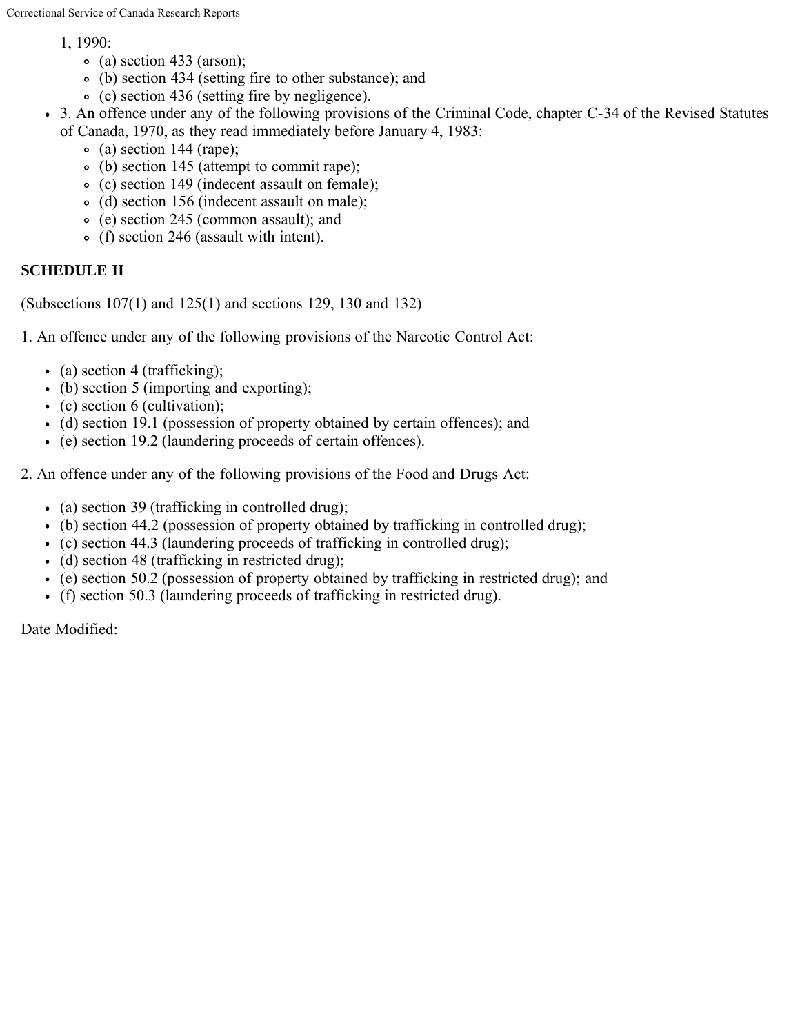1, 1990:
    - (a) section 433 (arson);
    - (b) section 434 (setting fire to other substance); and
    - (c) section 436 (setting fire by negligence).
- 3. An offence under any of the following provisions of the Criminal Code, chapter C-34 of the Revised Statutes of Canada, 1970, as they read immediately before January 4, 1983:
    - (a) section 144 (rape);
    - (b) section 145 (attempt to commit rape);
    - (c) section 149 (indecent assault on female);
    - (d) section 156 (indecent assault on male);
    - (e) section 245 (common assault); and
    - (f) section 246 (assault with intent).

**SCHEDULE II**

(Subsections 107(1) and 125(1) and sections 129, 130 and 132)

1. An offence under any of the following provisions of the Narcotic Control Act:

- (a) section 4 (trafficking);
- (b) section 5 (importing and exporting);
- (c) section 6 (cultivation);
- (d) section 19.1 (possession of property obtained by certain offences); and
- (e) section 19.2 (laundering proceeds of certain offences).

2. An offence under any of the following provisions of the Food and Drugs Act:

- (a) section 39 (trafficking in controlled drug);
- (b) section 44.2 (possession of property obtained by trafficking in controlled drug);
- (c) section 44.3 (laundering proceeds of trafficking in controlled drug);
- (d) section 48 (trafficking in restricted drug);
- (e) section 50.2 (possession of property obtained by trafficking in restricted drug); and
- (f) section 50.3 (laundering proceeds of trafficking in restricted drug).

Date Modified: